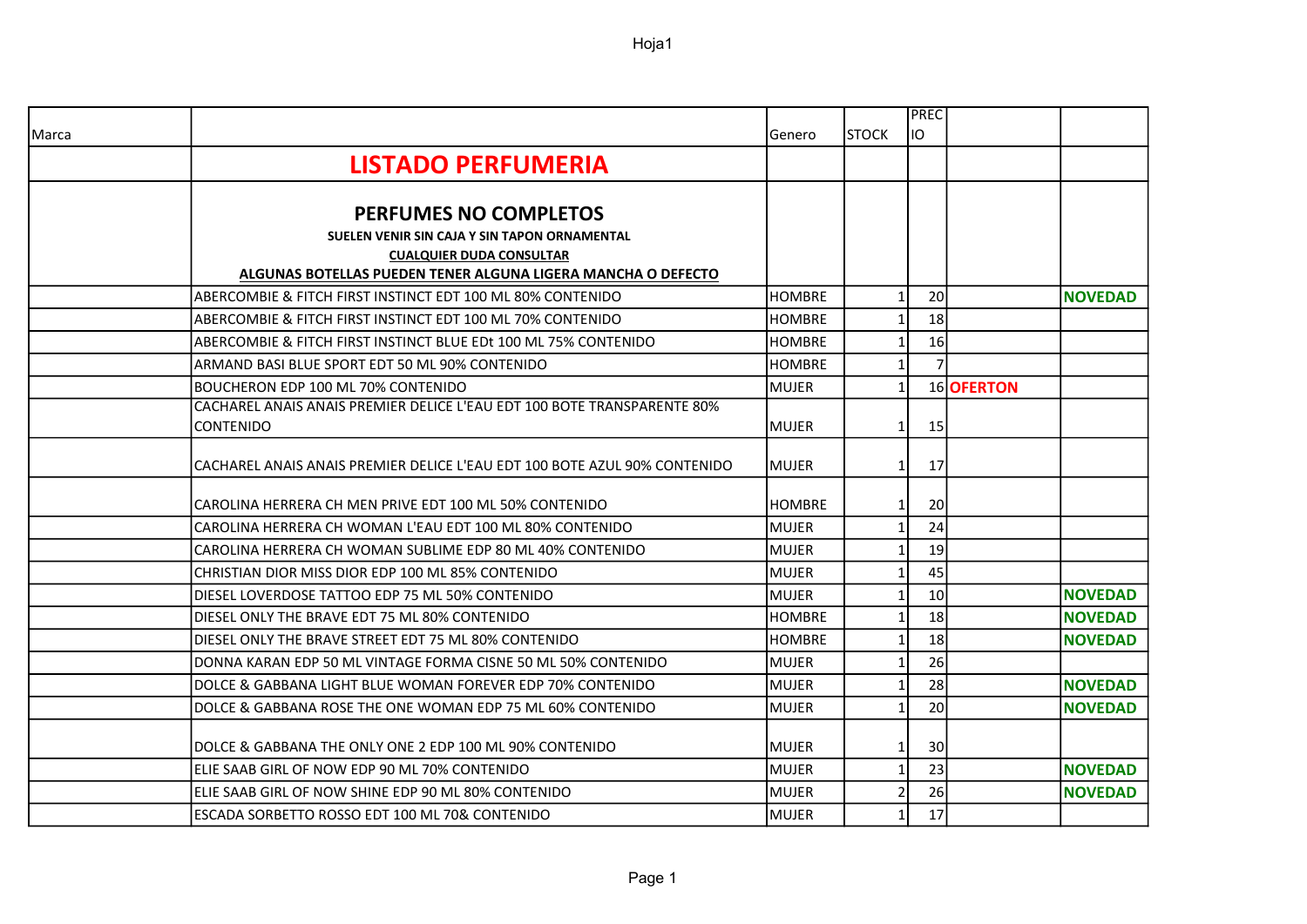Hoja1

| Marca | | Genero | STOCK | PRECIO | | |
|---|---|---|---|---|---|---|
| | **LISTADO PERFUMERIA** | | | | | |
| | **PERFUMES NO COMPLETOS**<br>**SUELEN VENIR SIN CAJA Y SIN TAPON ORNAMENTAL**<br>**CUALQUIER DUDA CONSULTAR**<br>**ALGUNAS BOTELLAS PUEDEN TENER ALGUNA LIGERA MANCHA O DEFECTO** | | | | | |
| | ABERCOMBIE & FITCH FIRST INSTINCT EDT 100 ML 80% CONTENIDO | HOMBRE | 1 | 20 | | **NOVEDAD** |
| | ABERCOMBIE & FITCH FIRST INSTINCT EDT 100 ML 70% CONTENIDO | HOMBRE | 1 | 18 | | |
| | ABERCOMBIE & FITCH FIRST INSTINCT BLUE EDt 100 ML 75% CONTENIDO | HOMBRE | 1 | 16 | | |
| | ARMAND BASI BLUE SPORT EDT 50 ML 90% CONTENIDO | HOMBRE | 1 | 7 | | |
| | BOUCHERON EDP 100 ML 70% CONTENIDO | MUJER | 1 | 16 | **OFERTON** | |
| | CACHAREL ANAIS ANAIS PREMIER DELICE L'EAU EDT 100 BOTE TRANSPARENTE 80% CONTENIDO | MUJER | 1 | 15 | | |
| | CACHAREL ANAIS ANAIS PREMIER DELICE L'EAU EDT 100 BOTE AZUL 90% CONTENIDO | MUJER | 1 | 17 | | |
| | CAROLINA HERRERA CH MEN PRIVE EDT 100 ML 50% CONTENIDO | HOMBRE | 1 | 20 | | |
| | CAROLINA HERRERA CH WOMAN L'EAU EDT 100 ML 80% CONTENIDO | MUJER | 1 | 24 | | |
| | CAROLINA HERRERA CH WOMAN SUBLIME EDP 80 ML 40% CONTENIDO | MUJER | 1 | 19 | | |
| | CHRISTIAN DIOR MISS DIOR EDP 100 ML 85% CONTENIDO | MUJER | 1 | 45 | | |
| | DIESEL LOVERDOSE TATTOO EDP 75 ML 50% CONTENIDO | MUJER | 1 | 10 | | **NOVEDAD** |
| | DIESEL ONLY THE BRAVE EDT 75 ML 80% CONTENIDO | HOMBRE | 1 | 18 | | **NOVEDAD** |
| | DIESEL ONLY THE BRAVE STREET EDT 75 ML 80% CONTENIDO | HOMBRE | 1 | 18 | | **NOVEDAD** |
| | DONNA KARAN EDP 50 ML VINTAGE FORMA CISNE 50 ML 50% CONTENIDO | MUJER | 1 | 26 | | |
| | DOLCE & GABBANA LIGHT BLUE WOMAN FOREVER EDP 70% CONTENIDO | MUJER | 1 | 28 | | **NOVEDAD** |
| | DOLCE & GABBANA ROSE THE ONE WOMAN EDP 75 ML 60% CONTENIDO | MUJER | 1 | 20 | | **NOVEDAD** |
| | DOLCE & GABBANA THE ONLY ONE 2 EDP 100 ML 90% CONTENIDO | MUJER | 1 | 30 | | |
| | ELIE SAAB GIRL OF NOW EDP 90 ML 70% CONTENIDO | MUJER | 1 | 23 | | **NOVEDAD** |
| | ELIE SAAB GIRL OF NOW SHINE EDP 90 ML 80% CONTENIDO | MUJER | 2 | 26 | | **NOVEDAD** |
| | ESCADA SORBETTO ROSSO EDT 100 ML 70& CONTENIDO | MUJER | 1 | 17 | | |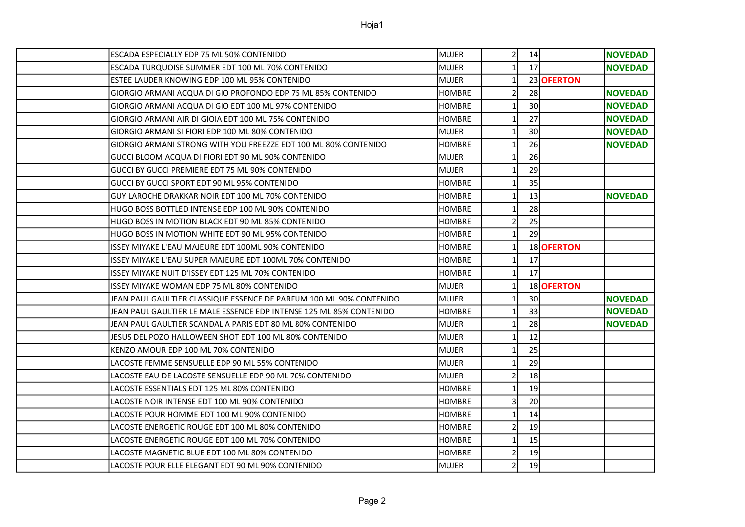| | | | | | | |
|---|---|---|---|---|---|---|
| | ESCADA ESPECIALLY EDP 75 ML 50% CONTENIDO | MUJER | 2 | 14 | | **NOVEDAD** |
| | ESCADA TURQUOISE SUMMER EDT 100 ML 70% CONTENIDO | MUJER | 1 | 17 | | **NOVEDAD** |
| | ESTEE LAUDER KNOWING EDP 100 ML 95% CONTENIDO | MUJER | 1 | 23 | **OFERTON** | |
| | GIORGIO ARMANI ACQUA DI GIO PROFONDO EDP 75 ML 85% CONTENIDO | HOMBRE | 2 | 28 | | **NOVEDAD** |
| | GIORGIO ARMANI ACQUA DI GIO EDT 100 ML 97% CONTENIDO | HOMBRE | 1 | 30 | | **NOVEDAD** |
| | GIORGIO ARMANI AIR DI GIOIA EDT 100 ML 75% CONTENIDO | HOMBRE | 1 | 27 | | **NOVEDAD** |
| | GIORGIO ARMANI SI FIORI EDP 100 ML 80% CONTENIDO | MUJER | 1 | 30 | | **NOVEDAD** |
| | GIORGIO ARMANI STRONG WITH YOU FREEZZE EDT 100 ML 80% CONTENIDO | HOMBRE | 1 | 26 | | **NOVEDAD** |
| | GUCCI BLOOM ACQUA DI FIORI EDT 90 ML 90% CONTENIDO | MUJER | 1 | 26 | | |
| | GUCCI BY GUCCI PREMIERE EDT 75 ML 90% CONTENIDO | MUJER | 1 | 29 | | |
| | GUCCI BY GUCCI SPORT EDT 90 ML 95% CONTENIDO | HOMBRE | 1 | 35 | | |
| | GUY LAROCHE DRAKKAR NOIR EDT 100 ML 70% CONTENIDO | HOMBRE | 1 | 13 | | **NOVEDAD** |
| | HUGO BOSS BOTTLED INTENSE EDP 100 ML 90% CONTENIDO | HOMBRE | 1 | 28 | | |
| | HUGO BOSS IN MOTION BLACK EDT 90 ML 85% CONTENIDO | HOMBRE | 2 | 25 | | |
| | HUGO BOSS IN MOTION WHITE EDT 90 ML 95% CONTENIDO | HOMBRE | 1 | 29 | | |
| | ISSEY MIYAKE L'EAU MAJEURE EDT 100ML 90% CONTENIDO | HOMBRE | 1 | 18 | **OFERTON** | |
| | ISSEY MIYAKE L'EAU SUPER MAJEURE EDT 100ML 70% CONTENIDO | HOMBRE | 1 | 17 | | |
| | ISSEY MIYAKE NUIT D'ISSEY EDT 125 ML 70% CONTENIDO | HOMBRE | 1 | 17 | | |
| | ISSEY MIYAKE WOMAN EDP 75 ML 80% CONTENIDO | MUJER | 1 | 18 | **OFERTON** | |
| | JEAN PAUL GAULTIER CLASSIQUE ESSENCE DE PARFUM 100 ML 90% CONTENIDO | MUJER | 1 | 30 | | **NOVEDAD** |
| | JEAN PAUL GAULTIER LE MALE ESSENCE EDP INTENSE 125 ML 85% CONTENIDO | HOMBRE | 1 | 33 | | **NOVEDAD** |
| | JEAN PAUL GAULTIER SCANDAL A PARIS EDT 80 ML 80% CONTENIDO | MUJER | 1 | 28 | | **NOVEDAD** |
| | JESUS DEL POZO HALLOWEEN SHOT EDT 100 ML 80% CONTENIDO | MUJER | 1 | 12 | | |
| | KENZO AMOUR EDP 100 ML 70% CONTENIDO | MUJER | 1 | 25 | | |
| | LACOSTE FEMME SENSUELLE EDP 90 ML 55% CONTENIDO | MUJER | 1 | 29 | | |
| | LACOSTE EAU DE LACOSTE SENSUELLE EDP 90 ML 70% CONTENIDO | MUJER | 2 | 18 | | |
| | LACOSTE ESSENTIALS EDT 125 ML 80% CONTENIDO | HOMBRE | 1 | 19 | | |
| | LACOSTE NOIR INTENSE EDT 100 ML 90% CONTENIDO | HOMBRE | 3 | 20 | | |
| | LACOSTE POUR HOMME EDT 100 ML 90% CONTENIDO | HOMBRE | 1 | 14 | | |
| | LACOSTE ENERGETIC ROUGE EDT 100 ML 80% CONTENIDO | HOMBRE | 2 | 19 | | |
| | LACOSTE ENERGETIC ROUGE EDT 100 ML 70% CONTENIDO | HOMBRE | 1 | 15 | | |
| | LACOSTE MAGNETIC BLUE EDT 100 ML 80% CONTENIDO | HOMBRE | 2 | 19 | | |
| | LACOSTE POUR ELLE ELEGANT EDT 90 ML 90% CONTENIDO | MUJER | 2 | 19 | | |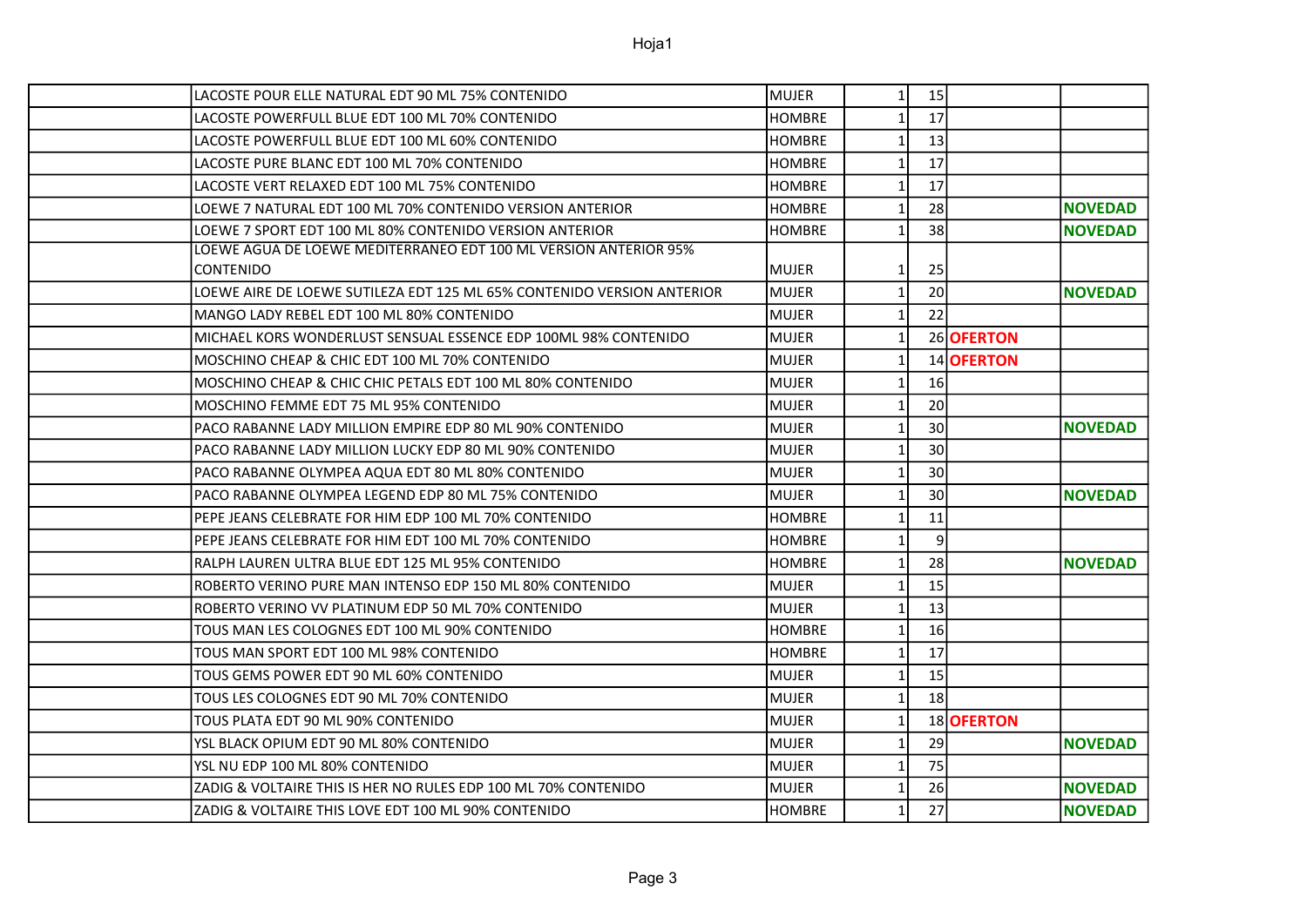| | | | | | | |
|---|---|---|---|---|---|---|
| | LACOSTE POUR ELLE NATURAL EDT 90 ML 75% CONTENIDO | MUJER | 1 | 15 | | |
| | LACOSTE POWERFULL BLUE EDT 100 ML 70% CONTENIDO | HOMBRE | 1 | 17 | | |
| | LACOSTE POWERFULL BLUE EDT 100 ML 60% CONTENIDO | HOMBRE | 1 | 13 | | |
| | LACOSTE PURE BLANC EDT 100 ML 70% CONTENIDO | HOMBRE | 1 | 17 | | |
| | LACOSTE VERT RELAXED EDT 100 ML 75% CONTENIDO | HOMBRE | 1 | 17 | | |
| | LOEWE 7 NATURAL EDT 100 ML 70% CONTENIDO VERSION ANTERIOR | HOMBRE | 1 | 28 | | **NOVEDAD** |
| | LOEWE 7 SPORT EDT 100 ML 80% CONTENIDO VERSION ANTERIOR | HOMBRE | 1 | 38 | | **NOVEDAD** |
| | LOEWE AGUA DE LOEWE MEDITERRANEO EDT 100 ML VERSION ANTERIOR 95% CONTENIDO | MUJER | 1 | 25 | | |
| | LOEWE AIRE DE LOEWE SUTILEZA EDT 125 ML 65% CONTENIDO VERSION ANTERIOR | MUJER | 1 | 20 | | **NOVEDAD** |
| | MANGO LADY REBEL EDT 100 ML 80% CONTENIDO | MUJER | 1 | 22 | | |
| | MICHAEL KORS WONDERLUST SENSUAL ESSENCE EDP 100ML 98% CONTENIDO | MUJER | 1 | 26 | **OFERTON** | |
| | MOSCHINO CHEAP & CHIC EDT 100 ML 70% CONTENIDO | MUJER | 1 | 14 | **OFERTON** | |
| | MOSCHINO CHEAP & CHIC CHIC PETALS EDT 100 ML 80% CONTENIDO | MUJER | 1 | 16 | | |
| | MOSCHINO FEMME EDT 75 ML 95% CONTENIDO | MUJER | 1 | 20 | | |
| | PACO RABANNE LADY MILLION EMPIRE EDP 80 ML 90% CONTENIDO | MUJER | 1 | 30 | | **NOVEDAD** |
| | PACO RABANNE LADY MILLION LUCKY EDP 80 ML 90% CONTENIDO | MUJER | 1 | 30 | | |
| | PACO RABANNE OLYMPEA AQUA EDT 80 ML 80% CONTENIDO | MUJER | 1 | 30 | | |
| | PACO RABANNE OLYMPEA LEGEND EDP 80 ML 75% CONTENIDO | MUJER | 1 | 30 | | **NOVEDAD** |
| | PEPE JEANS CELEBRATE FOR HIM EDP 100 ML 70% CONTENIDO | HOMBRE | 1 | 11 | | |
| | PEPE JEANS CELEBRATE FOR HIM EDT 100 ML 70% CONTENIDO | HOMBRE | 1 | 9 | | |
| | RALPH LAUREN ULTRA BLUE EDT 125 ML 95% CONTENIDO | HOMBRE | 1 | 28 | | **NOVEDAD** |
| | ROBERTO VERINO PURE MAN INTENSO EDP 150 ML 80% CONTENIDO | MUJER | 1 | 15 | | |
| | ROBERTO VERINO VV PLATINUM EDP 50 ML 70% CONTENIDO | MUJER | 1 | 13 | | |
| | TOUS MAN LES COLOGNES EDT 100 ML 90% CONTENIDO | HOMBRE | 1 | 16 | | |
| | TOUS MAN SPORT EDT 100 ML 98% CONTENIDO | HOMBRE | 1 | 17 | | |
| | TOUS GEMS POWER EDT 90 ML 60% CONTENIDO | MUJER | 1 | 15 | | |
| | TOUS LES COLOGNES EDT 90 ML 70% CONTENIDO | MUJER | 1 | 18 | | |
| | TOUS PLATA EDT 90 ML 90% CONTENIDO | MUJER | 1 | 18 | **OFERTON** | |
| | YSL BLACK OPIUM EDT 90 ML 80% CONTENIDO | MUJER | 1 | 29 | | **NOVEDAD** |
| | YSL NU EDP 100 ML 80% CONTENIDO | MUJER | 1 | 75 | | |
| | ZADIG & VOLTAIRE THIS IS HER NO RULES EDP 100 ML 70% CONTENIDO | MUJER | 1 | 26 | | **NOVEDAD** |
| | ZADIG & VOLTAIRE THIS LOVE EDT 100 ML 90% CONTENIDO | HOMBRE | 1 | 27 | | **NOVEDAD** |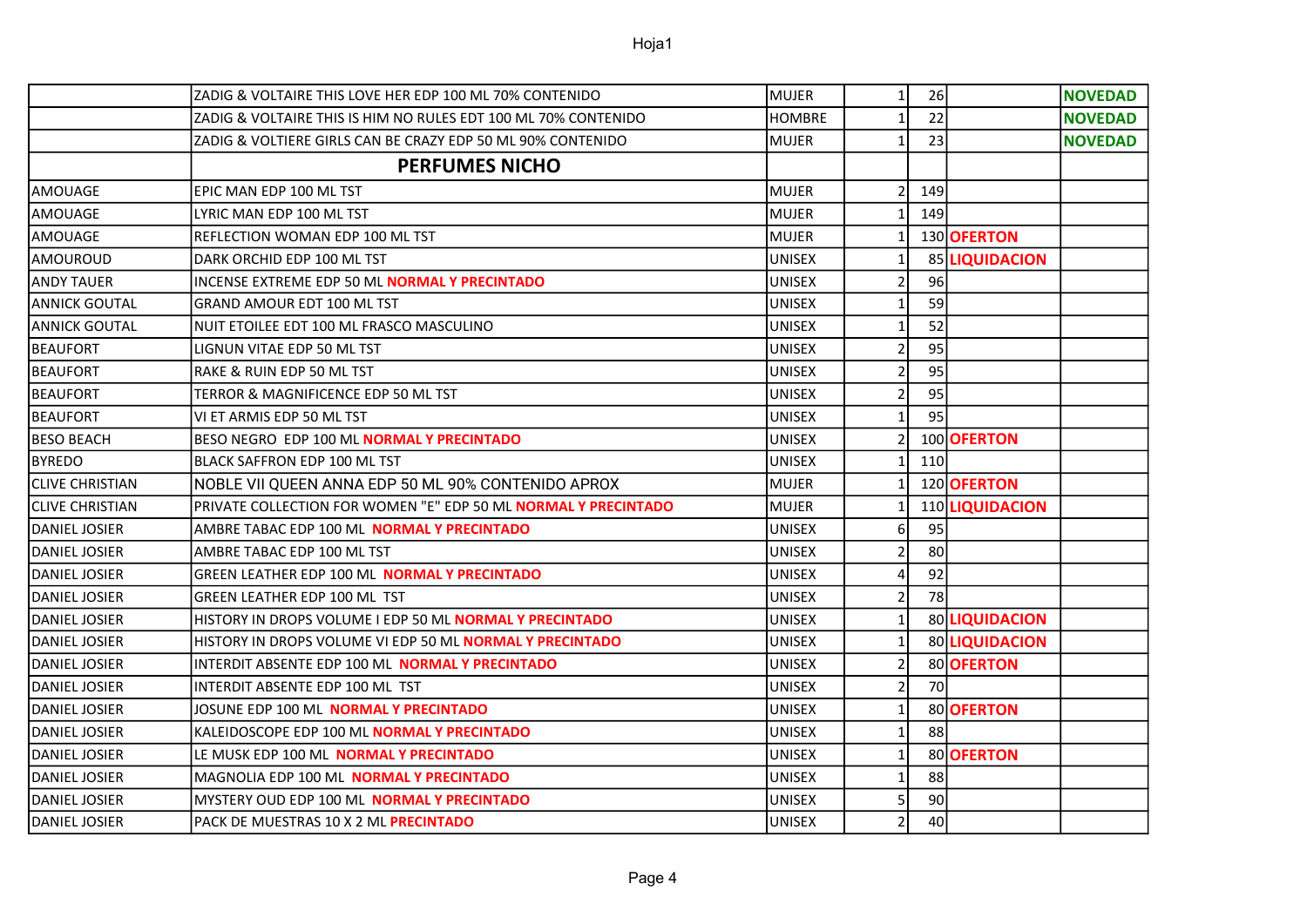| | | | | | | |
|---|---|---|---|---|---|---|
| | ZADIG & VOLTAIRE THIS LOVE HER EDP 100 ML 70% CONTENIDO | MUJER | 1 | 26 | | **NOVEDAD** |
| | ZADIG & VOLTAIRE THIS IS HIM NO RULES EDT 100 ML 70% CONTENIDO | HOMBRE | 1 | 22 | | **NOVEDAD** |
| | ZADIG & VOLTIERE GIRLS CAN BE CRAZY EDP 50 ML 90% CONTENIDO | MUJER | 1 | 23 | | **NOVEDAD** |
| | **PERFUMES NICHO** | | | | | |
| AMOUAGE | EPIC MAN EDP 100 ML TST | MUJER | 2 | 149 | | |
| AMOUAGE | LYRIC MAN EDP 100 ML TST | MUJER | 1 | 149 | | |
| AMOUAGE | REFLECTION WOMAN EDP 100 ML TST | MUJER | 1 | 130 | **OFERTON** | |
| AMOUROUD | DARK ORCHID EDP 100 ML TST | UNISEX | 1 | 85 | **LIQUIDACION** | |
| ANDY TAUER | INCENSE EXTREME EDP 50 ML **NORMAL Y PRECINTADO** | UNISEX | 2 | 96 | | |
| ANNICK GOUTAL | GRAND AMOUR EDT 100 ML TST | UNISEX | 1 | 59 | | |
| ANNICK GOUTAL | NUIT ETOILEE EDT 100 ML FRASCO MASCULINO | UNISEX | 1 | 52 | | |
| BEAUFORT | LIGNUN VITAE EDP 50 ML TST | UNISEX | 2 | 95 | | |
| BEAUFORT | RAKE & RUIN EDP 50 ML TST | UNISEX | 2 | 95 | | |
| BEAUFORT | TERROR & MAGNIFICENCE EDP 50 ML TST | UNISEX | 2 | 95 | | |
| BEAUFORT | VI ET ARMIS EDP 50 ML TST | UNISEX | 1 | 95 | | |
| BESO BEACH | BESO NEGRO EDP 100 ML **NORMAL Y PRECINTADO** | UNISEX | 2 | 100 | **OFERTON** | |
| BYREDO | BLACK SAFFRON EDP 100 ML TST | UNISEX | 1 | 110 | | |
| CLIVE CHRISTIAN | NOBLE VII QUEEN ANNA EDP 50 ML 90% CONTENIDO APROX | MUJER | 1 | 120 | **OFERTON** | |
| CLIVE CHRISTIAN | PRIVATE COLLECTION FOR WOMEN "E" EDP 50 ML **NORMAL Y PRECINTADO** | MUJER | 1 | 110 | **LIQUIDACION** | |
| DANIEL JOSIER | AMBRE TABAC EDP 100 ML **NORMAL Y PRECINTADO** | UNISEX | 6 | 95 | | |
| DANIEL JOSIER | AMBRE TABAC EDP 100 ML TST | UNISEX | 2 | 80 | | |
| DANIEL JOSIER | GREEN LEATHER EDP 100 ML **NORMAL Y PRECINTADO** | UNISEX | 4 | 92 | | |
| DANIEL JOSIER | GREEN LEATHER EDP 100 ML TST | UNISEX | 2 | 78 | | |
| DANIEL JOSIER | HISTORY IN DROPS VOLUME I EDP 50 ML **NORMAL Y PRECINTADO** | UNISEX | 1 | 80 | **LIQUIDACION** | |
| DANIEL JOSIER | HISTORY IN DROPS VOLUME VI EDP 50 ML **NORMAL Y PRECINTADO** | UNISEX | 1 | 80 | **LIQUIDACION** | |
| DANIEL JOSIER | INTERDIT ABSENTE EDP 100 ML **NORMAL Y PRECINTADO** | UNISEX | 2 | 80 | **OFERTON** | |
| DANIEL JOSIER | INTERDIT ABSENTE EDP 100 ML TST | UNISEX | 2 | 70 | | |
| DANIEL JOSIER | JOSUNE EDP 100 ML **NORMAL Y PRECINTADO** | UNISEX | 1 | 80 | **OFERTON** | |
| DANIEL JOSIER | KALEIDOSCOPE EDP 100 ML **NORMAL Y PRECINTADO** | UNISEX | 1 | 88 | | |
| DANIEL JOSIER | LE MUSK EDP 100 ML **NORMAL Y PRECINTADO** | UNISEX | 1 | 80 | **OFERTON** | |
| DANIEL JOSIER | MAGNOLIA EDP 100 ML **NORMAL Y PRECINTADO** | UNISEX | 1 | 88 | | |
| DANIEL JOSIER | MYSTERY OUD EDP 100 ML **NORMAL Y PRECINTADO** | UNISEX | 5 | 90 | | |
| DANIEL JOSIER | PACK DE MUESTRAS 10 X 2 ML **PRECINTADO** | UNISEX | 2 | 40 | | |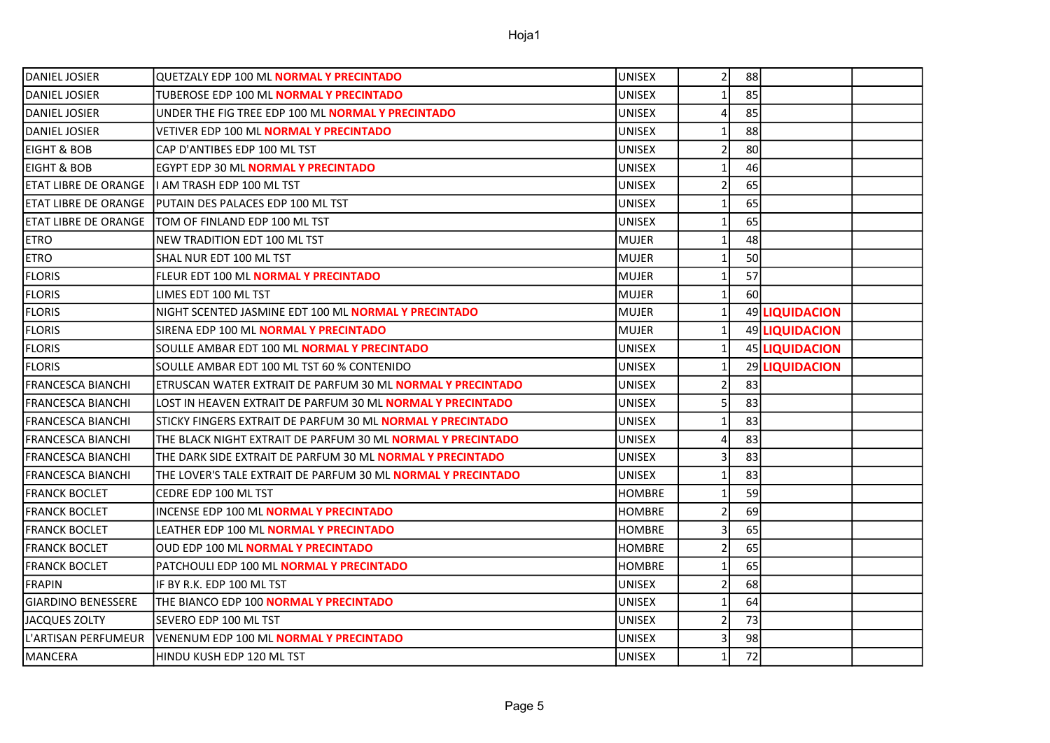| | | | | | | |
|---|---|---|---|---|---|---|
| DANIEL JOSIER | QUETZALY EDP 100 ML **NORMAL Y PRECINTADO** | UNISEX | 2 | 88 | | |
| DANIEL JOSIER | TUBEROSE EDP 100 ML **NORMAL Y PRECINTADO** | UNISEX | 1 | 85 | | |
| DANIEL JOSIER | UNDER THE FIG TREE EDP 100 ML **NORMAL Y PRECINTADO** | UNISEX | 4 | 85 | | |
| DANIEL JOSIER | VETIVER EDP 100 ML **NORMAL Y PRECINTADO** | UNISEX | 1 | 88 | | |
| EIGHT & BOB | CAP D'ANTIBES EDP 100 ML TST | UNISEX | 2 | 80 | | |
| EIGHT & BOB | EGYPT EDP 30 ML **NORMAL Y PRECINTADO** | UNISEX | 1 | 46 | | |
| ETAT LIBRE DE ORANGE | I AM TRASH EDP 100 ML TST | UNISEX | 2 | 65 | | |
| ETAT LIBRE DE ORANGE | PUTAIN DES PALACES EDP 100 ML TST | UNISEX | 1 | 65 | | |
| ETAT LIBRE DE ORANGE | TOM OF FINLAND EDP 100 ML TST | UNISEX | 1 | 65 | | |
| ETRO | NEW TRADITION EDT 100 ML TST | MUJER | 1 | 48 | | |
| ETRO | SHAL NUR EDT 100 ML TST | MUJER | 1 | 50 | | |
| FLORIS | FLEUR EDT 100 ML **NORMAL Y PRECINTADO** | MUJER | 1 | 57 | | |
| FLORIS | LIMES EDT 100 ML TST | MUJER | 1 | 60 | | |
| FLORIS | NIGHT SCENTED JASMINE EDT 100 ML **NORMAL Y PRECINTADO** | MUJER | 1 | 49 | **LIQUIDACION** | |
| FLORIS | SIRENA EDP 100 ML **NORMAL Y PRECINTADO** | MUJER | 1 | 49 | **LIQUIDACION** | |
| FLORIS | SOULLE AMBAR EDT 100 ML **NORMAL Y PRECINTADO** | UNISEX | 1 | 45 | **LIQUIDACION** | |
| FLORIS | SOULLE AMBAR EDT 100 ML TST 60 % CONTENIDO | UNISEX | 1 | 29 | **LIQUIDACION** | |
| FRANCESCA BIANCHI | ETRUSCAN WATER EXTRAIT DE PARFUM 30 ML **NORMAL Y PRECINTADO** | UNISEX | 2 | 83 | | |
| FRANCESCA BIANCHI | LOST IN HEAVEN EXTRAIT DE PARFUM 30 ML **NORMAL Y PRECINTADO** | UNISEX | 5 | 83 | | |
| FRANCESCA BIANCHI | STICKY FINGERS EXTRAIT DE PARFUM 30 ML **NORMAL Y PRECINTADO** | UNISEX | 1 | 83 | | |
| FRANCESCA BIANCHI | THE BLACK NIGHT EXTRAIT DE PARFUM 30 ML **NORMAL Y PRECINTADO** | UNISEX | 4 | 83 | | |
| FRANCESCA BIANCHI | THE DARK SIDE EXTRAIT DE PARFUM 30 ML **NORMAL Y PRECINTADO** | UNISEX | 3 | 83 | | |
| FRANCESCA BIANCHI | THE LOVER'S TALE EXTRAIT DE PARFUM 30 ML **NORMAL Y PRECINTADO** | UNISEX | 1 | 83 | | |
| FRANCK BOCLET | CEDRE EDP 100 ML TST | HOMBRE | 1 | 59 | | |
| FRANCK BOCLET | INCENSE EDP 100 ML **NORMAL Y PRECINTADO** | HOMBRE | 2 | 69 | | |
| FRANCK BOCLET | LEATHER EDP 100 ML **NORMAL Y PRECINTADO** | HOMBRE | 3 | 65 | | |
| FRANCK BOCLET | OUD EDP 100 ML **NORMAL Y PRECINTADO** | HOMBRE | 2 | 65 | | |
| FRANCK BOCLET | PATCHOULI EDP 100 ML **NORMAL Y PRECINTADO** | HOMBRE | 1 | 65 | | |
| FRAPIN | IF BY R.K. EDP 100 ML TST | UNISEX | 2 | 68 | | |
| GIARDINO BENESSERE | THE BIANCO EDP 100 **NORMAL Y PRECINTADO** | UNISEX | 1 | 64 | | |
| JACQUES ZOLTY | SEVERO EDP 100 ML TST | UNISEX | 2 | 73 | | |
| L'ARTISAN PERFUMEUR | VENENUM EDP 100 ML **NORMAL Y PRECINTADO** | UNISEX | 3 | 98 | | |
| MANCERA | HINDU KUSH EDP 120 ML TST | UNISEX | 1 | 72 | | |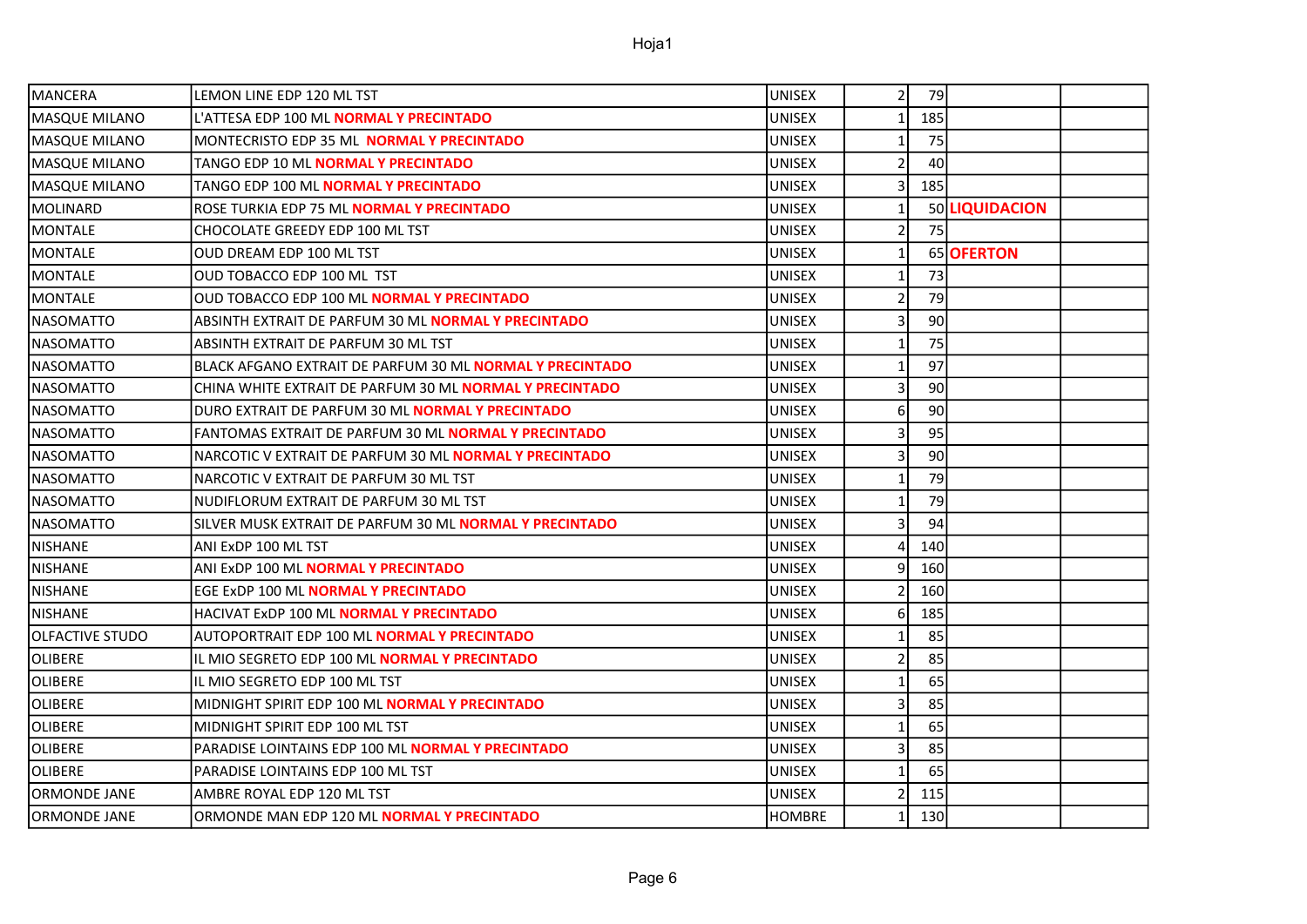| | | | | | | |
|---|---|---|---|---|---|---|
| MANCERA | LEMON LINE EDP 120 ML TST | UNISEX | 2 | 79 | | |
| MASQUE MILANO | L'ATTESA EDP 100 ML **NORMAL Y PRECINTADO** | UNISEX | 1 | 185 | | |
| MASQUE MILANO | MONTECRISTO EDP 35 ML **NORMAL Y PRECINTADO** | UNISEX | 1 | 75 | | |
| MASQUE MILANO | TANGO EDP 10 ML **NORMAL Y PRECINTADO** | UNISEX | 2 | 40 | | |
| MASQUE MILANO | TANGO EDP 100 ML **NORMAL Y PRECINTADO** | UNISEX | 3 | 185 | | |
| MOLINARD | ROSE TURKIA EDP 75 ML **NORMAL Y PRECINTADO** | UNISEX | 1 | 50 | **LIQUIDACION** | |
| MONTALE | CHOCOLATE GREEDY EDP 100 ML TST | UNISEX | 2 | 75 | | |
| MONTALE | OUD DREAM EDP 100 ML TST | UNISEX | 1 | 65 | **OFERTON** | |
| MONTALE | OUD TOBACCO EDP 100 ML TST | UNISEX | 1 | 73 | | |
| MONTALE | OUD TOBACCO EDP 100 ML **NORMAL Y PRECINTADO** | UNISEX | 2 | 79 | | |
| NASOMATTO | ABSINTH EXTRAIT DE PARFUM 30 ML **NORMAL Y PRECINTADO** | UNISEX | 3 | 90 | | |
| NASOMATTO | ABSINTH EXTRAIT DE PARFUM 30 ML TST | UNISEX | 1 | 75 | | |
| NASOMATTO | BLACK AFGANO EXTRAIT DE PARFUM 30 ML **NORMAL Y PRECINTADO** | UNISEX | 1 | 97 | | |
| NASOMATTO | CHINA WHITE EXTRAIT DE PARFUM 30 ML **NORMAL Y PRECINTADO** | UNISEX | 3 | 90 | | |
| NASOMATTO | DURO EXTRAIT DE PARFUM 30 ML **NORMAL Y PRECINTADO** | UNISEX | 6 | 90 | | |
| NASOMATTO | FANTOMAS EXTRAIT DE PARFUM 30 ML **NORMAL Y PRECINTADO** | UNISEX | 3 | 95 | | |
| NASOMATTO | NARCOTIC V EXTRAIT DE PARFUM 30 ML **NORMAL Y PRECINTADO** | UNISEX | 3 | 90 | | |
| NASOMATTO | NARCOTIC V EXTRAIT DE PARFUM 30 ML TST | UNISEX | 1 | 79 | | |
| NASOMATTO | NUDIFLORUM EXTRAIT DE PARFUM 30 ML TST | UNISEX | 1 | 79 | | |
| NASOMATTO | SILVER MUSK EXTRAIT DE PARFUM 30 ML **NORMAL Y PRECINTADO** | UNISEX | 3 | 94 | | |
| NISHANE | ANI ExDP 100 ML TST | UNISEX | 4 | 140 | | |
| NISHANE | ANI ExDP 100 ML **NORMAL Y PRECINTADO** | UNISEX | 9 | 160 | | |
| NISHANE | EGE ExDP 100 ML **NORMAL Y PRECINTADO** | UNISEX | 2 | 160 | | |
| NISHANE | HACIVAT ExDP 100 ML **NORMAL Y PRECINTADO** | UNISEX | 6 | 185 | | |
| OLFACTIVE STUDO | AUTOPORTRAIT EDP 100 ML **NORMAL Y PRECINTADO** | UNISEX | 1 | 85 | | |
| OLIBERE | IL MIO SEGRETO EDP 100 ML **NORMAL Y PRECINTADO** | UNISEX | 2 | 85 | | |
| OLIBERE | IL MIO SEGRETO EDP 100 ML TST | UNISEX | 1 | 65 | | |
| OLIBERE | MIDNIGHT SPIRIT EDP 100 ML **NORMAL Y PRECINTADO** | UNISEX | 3 | 85 | | |
| OLIBERE | MIDNIGHT SPIRIT EDP 100 ML TST | UNISEX | 1 | 65 | | |
| OLIBERE | PARADISE LOINTAINS EDP 100 ML **NORMAL Y PRECINTADO** | UNISEX | 3 | 85 | | |
| OLIBERE | PARADISE LOINTAINS EDP 100 ML TST | UNISEX | 1 | 65 | | |
| ORMONDE JANE | AMBRE ROYAL EDP 120 ML TST | UNISEX | 2 | 115 | | |
| ORMONDE JANE | ORMONDE MAN EDP 120 ML **NORMAL Y PRECINTADO** | HOMBRE | 1 | 130 | | |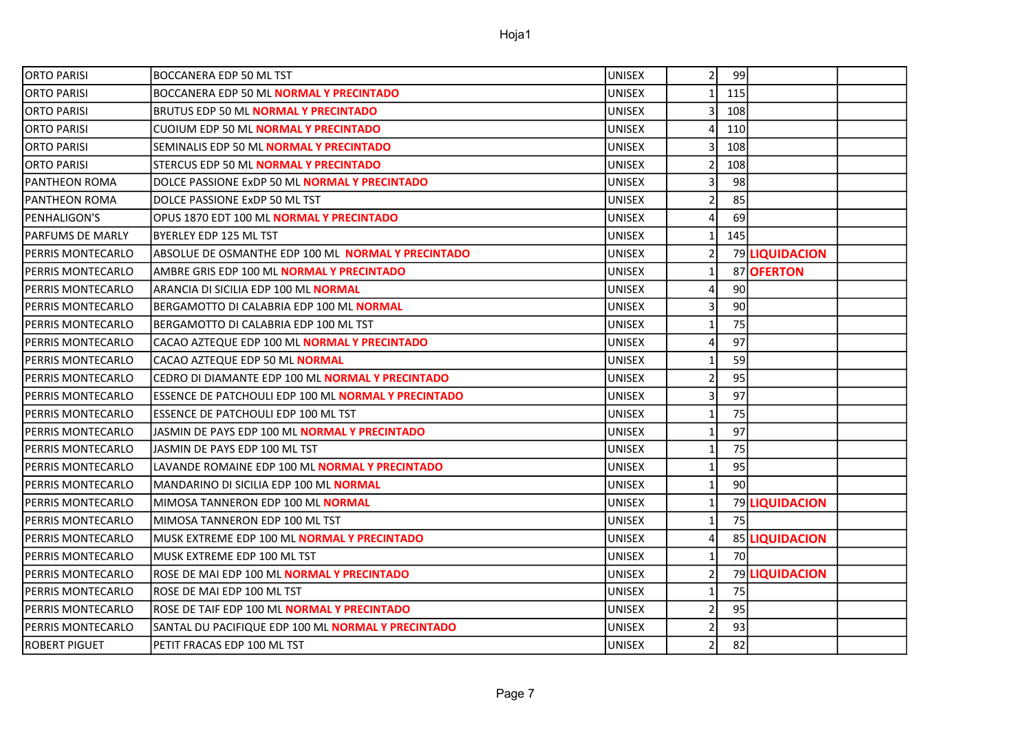| | | | | | | |
|---|---|---|---|---|---|---|
| ORTO PARISI | BOCCANERA EDP 50 ML TST | UNISEX | 2 | 99 | | |
| ORTO PARISI | BOCCANERA EDP 50 ML **NORMAL Y PRECINTADO** | UNISEX | 1 | 115 | | |
| ORTO PARISI | BRUTUS EDP 50 ML **NORMAL Y PRECINTADO** | UNISEX | 3 | 108 | | |
| ORTO PARISI | CUOIUM EDP 50 ML **NORMAL Y PRECINTADO** | UNISEX | 4 | 110 | | |
| ORTO PARISI | SEMINALIS EDP 50 ML **NORMAL Y PRECINTADO** | UNISEX | 3 | 108 | | |
| ORTO PARISI | STERCUS EDP 50 ML **NORMAL Y PRECINTADO** | UNISEX | 2 | 108 | | |
| PANTHEON ROMA | DOLCE PASSIONE ExDP 50 ML **NORMAL Y PRECINTADO** | UNISEX | 3 | 98 | | |
| PANTHEON ROMA | DOLCE PASSIONE ExDP 50 ML TST | UNISEX | 2 | 85 | | |
| PENHALIGON'S | OPUS 1870 EDT 100 ML **NORMAL Y PRECINTADO** | UNISEX | 4 | 69 | | |
| PARFUMS DE MARLY | BYERLEY EDP 125 ML TST | UNISEX | 1 | 145 | | |
| PERRIS MONTECARLO | ABSOLUE DE OSMANTHE EDP 100 ML **NORMAL Y PRECINTADO** | UNISEX | 2 | 79 | **LIQUIDACION** | |
| PERRIS MONTECARLO | AMBRE GRIS EDP 100 ML **NORMAL Y PRECINTADO** | UNISEX | 1 | 87 | **OFERTON** | |
| PERRIS MONTECARLO | ARANCIA DI SICILIA EDP 100 ML **NORMAL** | UNISEX | 4 | 90 | | |
| PERRIS MONTECARLO | BERGAMOTTO DI CALABRIA EDP 100 ML **NORMAL** | UNISEX | 3 | 90 | | |
| PERRIS MONTECARLO | BERGAMOTTO DI CALABRIA EDP 100 ML TST | UNISEX | 1 | 75 | | |
| PERRIS MONTECARLO | CACAO AZTEQUE EDP 100 ML **NORMAL Y PRECINTADO** | UNISEX | 4 | 97 | | |
| PERRIS MONTECARLO | CACAO AZTEQUE EDP 50 ML **NORMAL** | UNISEX | 1 | 59 | | |
| PERRIS MONTECARLO | CEDRO DI DIAMANTE EDP 100 ML **NORMAL Y PRECINTADO** | UNISEX | 2 | 95 | | |
| PERRIS MONTECARLO | ESSENCE DE PATCHOULI EDP 100 ML **NORMAL Y PRECINTADO** | UNISEX | 3 | 97 | | |
| PERRIS MONTECARLO | ESSENCE DE PATCHOULI EDP 100 ML TST | UNISEX | 1 | 75 | | |
| PERRIS MONTECARLO | JASMIN DE PAYS EDP 100 ML **NORMAL Y PRECINTADO** | UNISEX | 1 | 97 | | |
| PERRIS MONTECARLO | JASMIN DE PAYS EDP 100 ML TST | UNISEX | 1 | 75 | | |
| PERRIS MONTECARLO | LAVANDE ROMAINE EDP 100 ML **NORMAL Y PRECINTADO** | UNISEX | 1 | 95 | | |
| PERRIS MONTECARLO | MANDARINO DI SICILIA EDP 100 ML **NORMAL** | UNISEX | 1 | 90 | | |
| PERRIS MONTECARLO | MIMOSA TANNERON EDP 100 ML **NORMAL** | UNISEX | 1 | 79 | **LIQUIDACION** | |
| PERRIS MONTECARLO | MIMOSA TANNERON EDP 100 ML TST | UNISEX | 1 | 75 | | |
| PERRIS MONTECARLO | MUSK EXTREME EDP 100 ML **NORMAL Y PRECINTADO** | UNISEX | 4 | 85 | **LIQUIDACION** | |
| PERRIS MONTECARLO | MUSK EXTREME EDP 100 ML TST | UNISEX | 1 | 70 | | |
| PERRIS MONTECARLO | ROSE DE MAI EDP 100 ML **NORMAL Y PRECINTADO** | UNISEX | 2 | 79 | **LIQUIDACION** | |
| PERRIS MONTECARLO | ROSE DE MAI EDP 100 ML TST | UNISEX | 1 | 75 | | |
| PERRIS MONTECARLO | ROSE DE TAIF EDP 100 ML **NORMAL Y PRECINTADO** | UNISEX | 2 | 95 | | |
| PERRIS MONTECARLO | SANTAL DU PACIFIQUE EDP 100 ML **NORMAL Y PRECINTADO** | UNISEX | 2 | 93 | | |
| ROBERT PIGUET | PETIT FRACAS EDP 100 ML TST | UNISEX | 2 | 82 | | |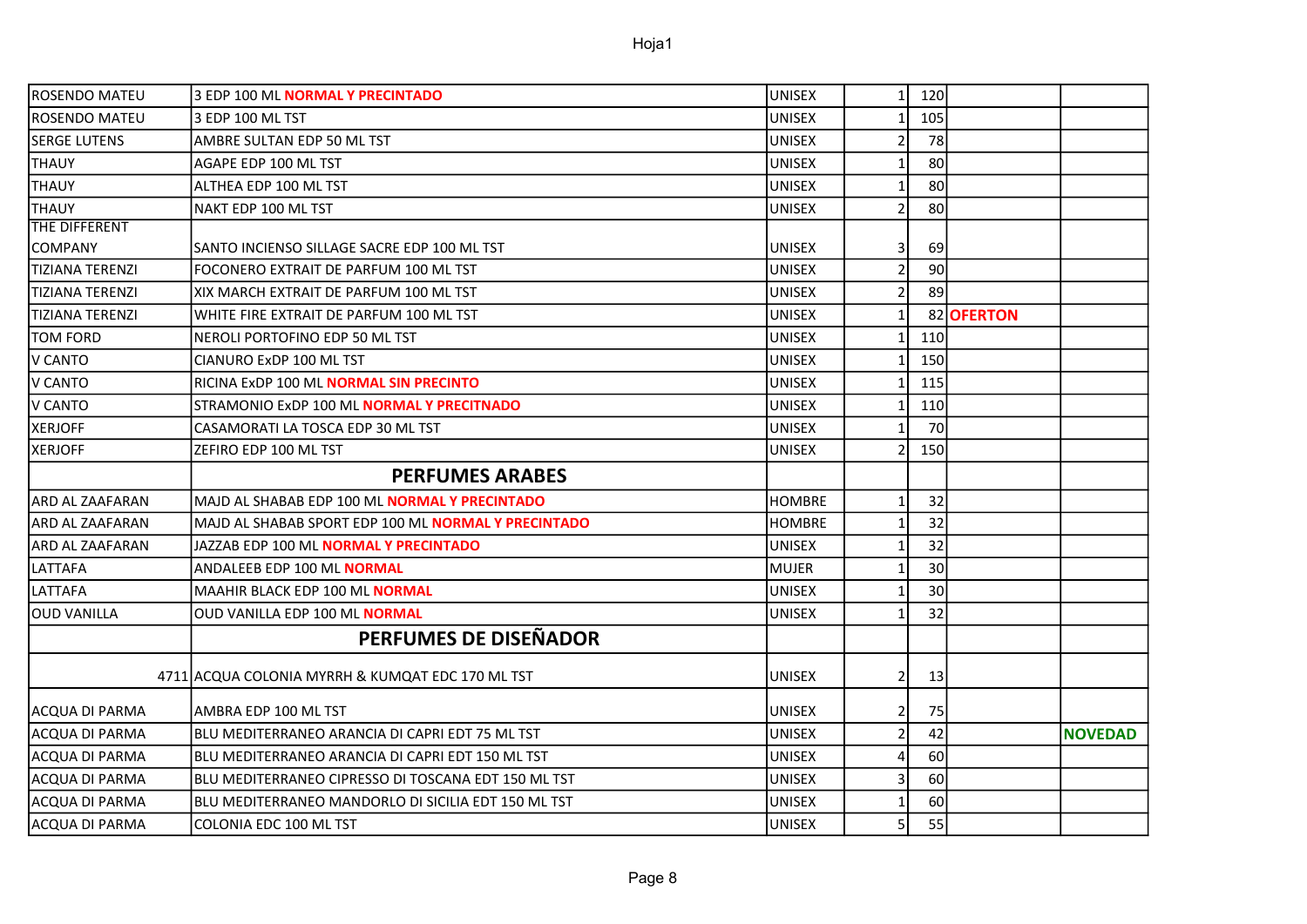| | | | | | | |
|---|---|---|---|---|---|---|
| ROSENDO MATEU | 3 EDP 100 ML **NORMAL Y PRECINTADO** | UNISEX | 1 | 120 | | |
| ROSENDO MATEU | 3 EDP 100 ML TST | UNISEX | 1 | 105 | | |
| SERGE LUTENS | AMBRE SULTAN EDP 50 ML TST | UNISEX | 2 | 78 | | |
| THAUY | AGAPE EDP 100 ML TST | UNISEX | 1 | 80 | | |
| THAUY | ALTHEA EDP 100 ML TST | UNISEX | 1 | 80 | | |
| THAUY | NAKT EDP 100 ML TST | UNISEX | 2 | 80 | | |
| THE DIFFERENT COMPANY | SANTO INCIENSO SILLAGE SACRE EDP 100 ML TST | UNISEX | 3 | 69 | | |
| TIZIANA TERENZI | FOCONERO EXTRAIT DE PARFUM 100 ML TST | UNISEX | 2 | 90 | | |
| TIZIANA TERENZI | XIX MARCH EXTRAIT DE PARFUM 100 ML TST | UNISEX | 2 | 89 | | |
| TIZIANA TERENZI | WHITE FIRE EXTRAIT DE PARFUM 100 ML TST | UNISEX | 1 | 82 | **OFERTON** | |
| TOM FORD | NEROLI PORTOFINO EDP 50 ML TST | UNISEX | 1 | 110 | | |
| V CANTO | CIANURO ExDP 100 ML TST | UNISEX | 1 | 150 | | |
| V CANTO | RICINA ExDP 100 ML **NORMAL SIN PRECINTO** | UNISEX | 1 | 115 | | |
| V CANTO | STRAMONIO ExDP 100 ML **NORMAL Y PRECITNADO** | UNISEX | 1 | 110 | | |
| XERJOFF | CASAMORATI LA TOSCA EDP 30 ML TST | UNISEX | 1 | 70 | | |
| XERJOFF | ZEFIRO EDP 100 ML TST | UNISEX | 2 | 150 | | |
| | **PERFUMES ARABES** | | | | | |
| ARD AL ZAAFARAN | MAJD AL SHABAB EDP 100 ML **NORMAL Y PRECINTADO** | HOMBRE | 1 | 32 | | |
| ARD AL ZAAFARAN | MAJD AL SHABAB SPORT EDP 100 ML **NORMAL Y PRECINTADO** | HOMBRE | 1 | 32 | | |
| ARD AL ZAAFARAN | JAZZAB EDP 100 ML **NORMAL Y PRECINTADO** | UNISEX | 1 | 32 | | |
| LATTAFA | ANDALEEB EDP 100 ML **NORMAL** | MUJER | 1 | 30 | | |
| LATTAFA | MAAHIR BLACK EDP 100 ML **NORMAL** | UNISEX | 1 | 30 | | |
| OUD VANILLA | OUD VANILLA EDP 100 ML **NORMAL** | UNISEX | 1 | 32 | | |
| | **PERFUMES DE DISEÑADOR** | | | | | |
| 4711 | ACQUA COLONIA MYRRH & KUMQAT EDC 170 ML TST | UNISEX | 2 | 13 | | |
| ACQUA DI PARMA | AMBRA EDP 100 ML TST | UNISEX | 2 | 75 | | |
| ACQUA DI PARMA | BLU MEDITERRANEO ARANCIA DI CAPRI EDT 75 ML TST | UNISEX | 2 | 42 | | **NOVEDAD** |
| ACQUA DI PARMA | BLU MEDITERRANEO ARANCIA DI CAPRI EDT 150 ML TST | UNISEX | 4 | 60 | | |
| ACQUA DI PARMA | BLU MEDITERRANEO CIPRESSO DI TOSCANA EDT 150 ML TST | UNISEX | 3 | 60 | | |
| ACQUA DI PARMA | BLU MEDITERRANEO MANDORLO DI SICILIA EDT 150 ML TST | UNISEX | 1 | 60 | | |
| ACQUA DI PARMA | COLONIA EDC 100 ML TST | UNISEX | 5 | 55 | | |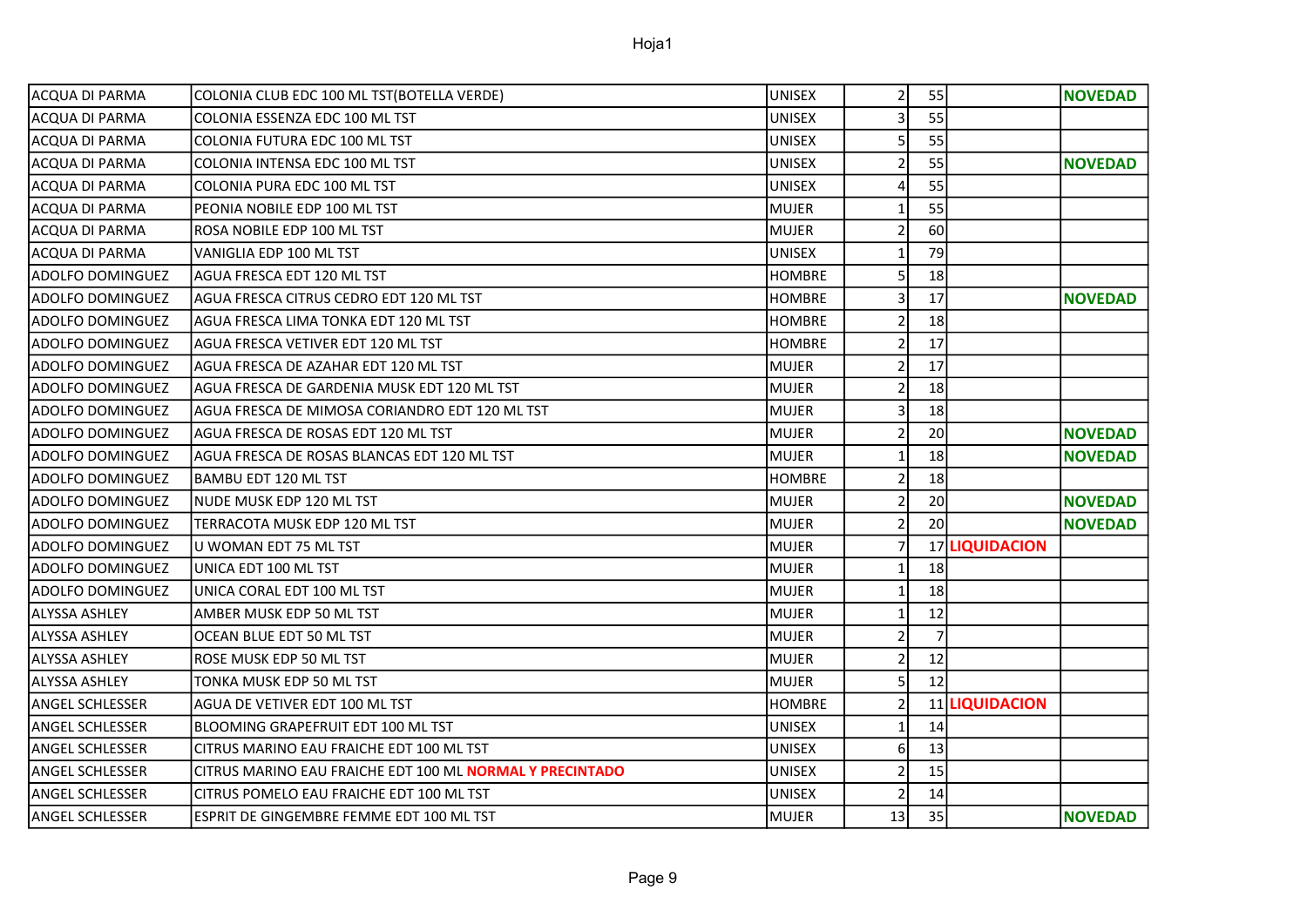| | | | | | | |
|---|---|---|---|---|---|---|
| ACQUA DI PARMA | COLONIA CLUB EDC 100 ML TST(BOTELLA VERDE) | UNISEX | 2 | 55 | | **NOVEDAD** |
| ACQUA DI PARMA | COLONIA ESSENZA EDC 100 ML TST | UNISEX | 3 | 55 | | |
| ACQUA DI PARMA | COLONIA FUTURA EDC 100 ML TST | UNISEX | 5 | 55 | | |
| ACQUA DI PARMA | COLONIA INTENSA EDC 100 ML TST | UNISEX | 2 | 55 | | **NOVEDAD** |
| ACQUA DI PARMA | COLONIA PURA EDC 100 ML TST | UNISEX | 4 | 55 | | |
| ACQUA DI PARMA | PEONIA NOBILE EDP 100 ML TST | MUJER | 1 | 55 | | |
| ACQUA DI PARMA | ROSA NOBILE EDP 100 ML TST | MUJER | 2 | 60 | | |
| ACQUA DI PARMA | VANIGLIA EDP 100 ML TST | UNISEX | 1 | 79 | | |
| ADOLFO DOMINGUEZ | AGUA FRESCA EDT 120 ML TST | HOMBRE | 5 | 18 | | |
| ADOLFO DOMINGUEZ | AGUA FRESCA CITRUS CEDRO EDT 120 ML TST | HOMBRE | 3 | 17 | | **NOVEDAD** |
| ADOLFO DOMINGUEZ | AGUA FRESCA LIMA TONKA EDT 120 ML TST | HOMBRE | 2 | 18 | | |
| ADOLFO DOMINGUEZ | AGUA FRESCA VETIVER EDT 120 ML TST | HOMBRE | 2 | 17 | | |
| ADOLFO DOMINGUEZ | AGUA FRESCA DE AZAHAR EDT 120 ML TST | MUJER | 2 | 17 | | |
| ADOLFO DOMINGUEZ | AGUA FRESCA DE GARDENIA MUSK EDT 120 ML TST | MUJER | 2 | 18 | | |
| ADOLFO DOMINGUEZ | AGUA FRESCA DE MIMOSA CORIANDRO EDT 120 ML TST | MUJER | 3 | 18 | | |
| ADOLFO DOMINGUEZ | AGUA FRESCA DE ROSAS EDT 120 ML TST | MUJER | 2 | 20 | | **NOVEDAD** |
| ADOLFO DOMINGUEZ | AGUA FRESCA DE ROSAS BLANCAS EDT 120 ML TST | MUJER | 1 | 18 | | **NOVEDAD** |
| ADOLFO DOMINGUEZ | BAMBU EDT 120 ML TST | HOMBRE | 2 | 18 | | |
| ADOLFO DOMINGUEZ | NUDE MUSK EDP 120 ML TST | MUJER | 2 | 20 | | **NOVEDAD** |
| ADOLFO DOMINGUEZ | TERRACOTA MUSK EDP 120 ML TST | MUJER | 2 | 20 | | **NOVEDAD** |
| ADOLFO DOMINGUEZ | U WOMAN EDT 75 ML TST | MUJER | 7 | 17 | **LIQUIDACION** | |
| ADOLFO DOMINGUEZ | UNICA EDT 100 ML TST | MUJER | 1 | 18 | | |
| ADOLFO DOMINGUEZ | UNICA CORAL EDT 100 ML TST | MUJER | 1 | 18 | | |
| ALYSSA ASHLEY | AMBER MUSK EDP 50 ML TST | MUJER | 1 | 12 | | |
| ALYSSA ASHLEY | OCEAN BLUE EDT 50 ML TST | MUJER | 2 | 7 | | |
| ALYSSA ASHLEY | ROSE MUSK EDP 50 ML TST | MUJER | 2 | 12 | | |
| ALYSSA ASHLEY | TONKA MUSK EDP 50 ML TST | MUJER | 5 | 12 | | |
| ANGEL SCHLESSER | AGUA DE VETIVER EDT 100 ML TST | HOMBRE | 2 | 11 | **LIQUIDACION** | |
| ANGEL SCHLESSER | BLOOMING GRAPEFRUIT EDT 100 ML TST | UNISEX | 1 | 14 | | |
| ANGEL SCHLESSER | CITRUS MARINO EAU FRAICHE EDT 100 ML TST | UNISEX | 6 | 13 | | |
| ANGEL SCHLESSER | CITRUS MARINO EAU FRAICHE EDT 100 ML **NORMAL Y PRECINTADO** | UNISEX | 2 | 15 | | |
| ANGEL SCHLESSER | CITRUS POMELO EAU FRAICHE EDT 100 ML TST | UNISEX | 2 | 14 | | |
| ANGEL SCHLESSER | ESPRIT DE GINGEMBRE FEMME EDT 100 ML TST | MUJER | 13 | 35 | | **NOVEDAD** |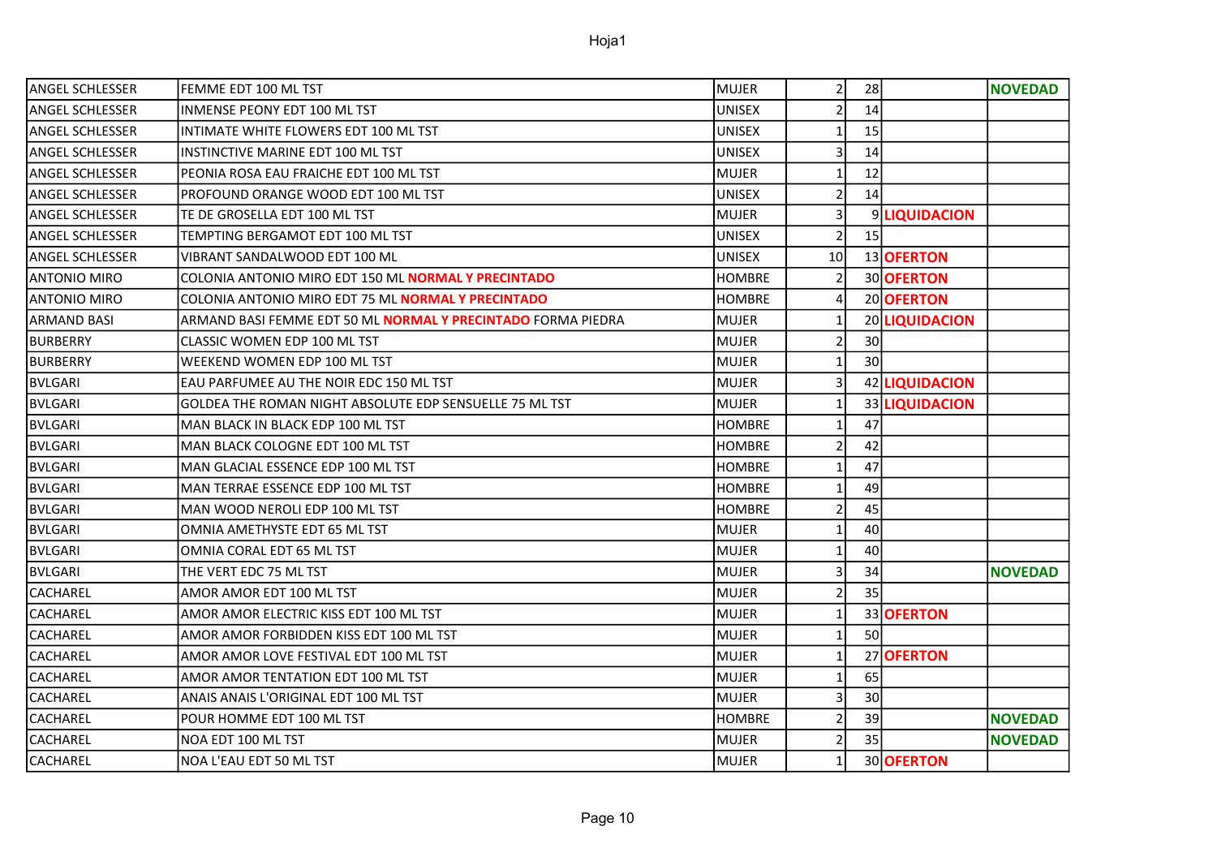| ANGEL SCHLESSER | FEMME EDT 100 ML TST | MUJER | 2 | 28 | | **NOVEDAD** |
|---|---|---|---|---|---|---|
| ANGEL SCHLESSER | INMENSE PEONY EDT 100 ML TST | UNISEX | 2 | 14 | | |
| ANGEL SCHLESSER | INTIMATE WHITE FLOWERS EDT 100 ML TST | UNISEX | 1 | 15 | | |
| ANGEL SCHLESSER | INSTINCTIVE MARINE EDT 100 ML TST | UNISEX | 3 | 14 | | |
| ANGEL SCHLESSER | PEONIA ROSA EAU FRAICHE EDT 100 ML TST | MUJER | 1 | 12 | | |
| ANGEL SCHLESSER | PROFOUND ORANGE WOOD EDT 100 ML TST | UNISEX | 2 | 14 | | |
| ANGEL SCHLESSER | TE DE GROSELLA EDT 100 ML TST | MUJER | 3 | 9 | **LIQUIDACION** | |
| ANGEL SCHLESSER | TEMPTING BERGAMOT EDT 100 ML TST | UNISEX | 2 | 15 | | |
| ANGEL SCHLESSER | VIBRANT SANDALWOOD EDT 100 ML | UNISEX | 10 | 13 | **OFERTON** | |
| ANTONIO MIRO | COLONIA ANTONIO MIRO EDT 150 ML **NORMAL Y PRECINTADO** | HOMBRE | 2 | 30 | **OFERTON** | |
| ANTONIO MIRO | COLONIA ANTONIO MIRO EDT 75 ML **NORMAL Y PRECINTADO** | HOMBRE | 4 | 20 | **OFERTON** | |
| ARMAND BASI | ARMAND BASI FEMME EDT 50 ML **NORMAL Y PRECINTADO** FORMA PIEDRA | MUJER | 1 | 20 | **LIQUIDACION** | |
| BURBERRY | CLASSIC WOMEN EDP 100 ML TST | MUJER | 2 | 30 | | |
| BURBERRY | WEEKEND WOMEN EDP 100 ML TST | MUJER | 1 | 30 | | |
| BVLGARI | EAU PARFUMEE AU THE NOIR EDC 150 ML TST | MUJER | 3 | 42 | **LIQUIDACION** | |
| BVLGARI | GOLDEA THE ROMAN NIGHT ABSOLUTE EDP SENSUELLE 75 ML TST | MUJER | 1 | 33 | **LIQUIDACION** | |
| BVLGARI | MAN BLACK IN BLACK EDP 100 ML TST | HOMBRE | 1 | 47 | | |
| BVLGARI | MAN BLACK COLOGNE EDT 100 ML TST | HOMBRE | 2 | 42 | | |
| BVLGARI | MAN GLACIAL ESSENCE EDP 100 ML TST | HOMBRE | 1 | 47 | | |
| BVLGARI | MAN TERRAE ESSENCE EDP 100 ML TST | HOMBRE | 1 | 49 | | |
| BVLGARI | MAN WOOD NEROLI EDP 100 ML TST | HOMBRE | 2 | 45 | | |
| BVLGARI | OMNIA AMETHYSTE EDT 65 ML TST | MUJER | 1 | 40 | | |
| BVLGARI | OMNIA CORAL EDT 65 ML TST | MUJER | 1 | 40 | | |
| BVLGARI | THE VERT EDC 75 ML TST | MUJER | 3 | 34 | | **NOVEDAD** |
| CACHAREL | AMOR AMOR EDT 100 ML TST | MUJER | 2 | 35 | | |
| CACHAREL | AMOR AMOR ELECTRIC KISS EDT 100 ML TST | MUJER | 1 | 33 | **OFERTON** | |
| CACHAREL | AMOR AMOR FORBIDDEN KISS EDT 100 ML TST | MUJER | 1 | 50 | | |
| CACHAREL | AMOR AMOR LOVE FESTIVAL EDT 100 ML TST | MUJER | 1 | 27 | **OFERTON** | |
| CACHAREL | AMOR AMOR TENTATION EDT 100 ML TST | MUJER | 1 | 65 | | |
| CACHAREL | ANAIS ANAIS L'ORIGINAL EDT 100 ML TST | MUJER | 3 | 30 | | |
| CACHAREL | POUR HOMME EDT 100 ML TST | HOMBRE | 2 | 39 | | **NOVEDAD** |
| CACHAREL | NOA EDT 100 ML TST | MUJER | 2 | 35 | | **NOVEDAD** |
| CACHAREL | NOA L'EAU EDT 50 ML TST | MUJER | 1 | 30 | **OFERTON** | |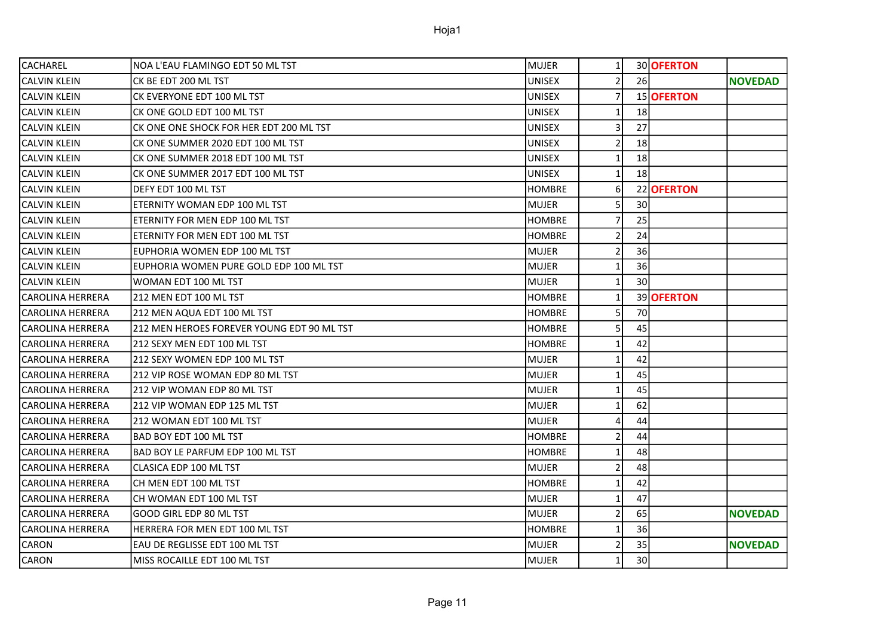| | | | | | | |
|---|---|---|---|---|---|---|
| CACHAREL | NOA L'EAU FLAMINGO EDT 50 ML TST | MUJER | 1 | 30 | **OFERTON** | |
| CALVIN KLEIN | CK BE EDT 200 ML TST | UNISEX | 2 | 26 | | **NOVEDAD** |
| CALVIN KLEIN | CK EVERYONE EDT 100 ML TST | UNISEX | 7 | 15 | **OFERTON** | |
| CALVIN KLEIN | CK ONE GOLD EDT 100 ML TST | UNISEX | 1 | 18 | | |
| CALVIN KLEIN | CK ONE ONE SHOCK FOR HER EDT 200 ML TST | UNISEX | 3 | 27 | | |
| CALVIN KLEIN | CK ONE SUMMER 2020 EDT 100 ML TST | UNISEX | 2 | 18 | | |
| CALVIN KLEIN | CK ONE SUMMER 2018 EDT 100 ML TST | UNISEX | 1 | 18 | | |
| CALVIN KLEIN | CK ONE SUMMER 2017 EDT 100 ML TST | UNISEX | 1 | 18 | | |
| CALVIN KLEIN | DEFY EDT 100 ML TST | HOMBRE | 6 | 22 | **OFERTON** | |
| CALVIN KLEIN | ETERNITY WOMAN EDP 100 ML TST | MUJER | 5 | 30 | | |
| CALVIN KLEIN | ETERNITY FOR MEN EDP 100 ML TST | HOMBRE | 7 | 25 | | |
| CALVIN KLEIN | ETERNITY FOR MEN EDT 100 ML TST | HOMBRE | 2 | 24 | | |
| CALVIN KLEIN | EUPHORIA WOMEN EDP 100 ML TST | MUJER | 2 | 36 | | |
| CALVIN KLEIN | EUPHORIA WOMEN PURE GOLD EDP 100 ML TST | MUJER | 1 | 36 | | |
| CALVIN KLEIN | WOMAN EDT 100 ML TST | MUJER | 1 | 30 | | |
| CAROLINA HERRERA | 212 MEN EDT 100 ML TST | HOMBRE | 1 | 39 | **OFERTON** | |
| CAROLINA HERRERA | 212 MEN AQUA EDT 100 ML TST | HOMBRE | 5 | 70 | | |
| CAROLINA HERRERA | 212 MEN HEROES FOREVER YOUNG EDT 90 ML TST | HOMBRE | 5 | 45 | | |
| CAROLINA HERRERA | 212 SEXY MEN EDT 100 ML TST | HOMBRE | 1 | 42 | | |
| CAROLINA HERRERA | 212 SEXY WOMEN EDP 100 ML TST | MUJER | 1 | 42 | | |
| CAROLINA HERRERA | 212 VIP ROSE WOMAN EDP 80 ML TST | MUJER | 1 | 45 | | |
| CAROLINA HERRERA | 212 VIP WOMAN EDP 80 ML TST | MUJER | 1 | 45 | | |
| CAROLINA HERRERA | 212 VIP WOMAN EDP 125 ML TST | MUJER | 1 | 62 | | |
| CAROLINA HERRERA | 212 WOMAN EDT 100 ML TST | MUJER | 4 | 44 | | |
| CAROLINA HERRERA | BAD BOY EDT 100 ML TST | HOMBRE | 2 | 44 | | |
| CAROLINA HERRERA | BAD BOY LE PARFUM EDP 100 ML TST | HOMBRE | 1 | 48 | | |
| CAROLINA HERRERA | CLASICA EDP 100 ML TST | MUJER | 2 | 48 | | |
| CAROLINA HERRERA | CH MEN EDT 100 ML TST | HOMBRE | 1 | 42 | | |
| CAROLINA HERRERA | CH WOMAN EDT 100 ML TST | MUJER | 1 | 47 | | |
| CAROLINA HERRERA | GOOD GIRL EDP 80 ML TST | MUJER | 2 | 65 | | **NOVEDAD** |
| CAROLINA HERRERA | HERRERA FOR MEN EDT 100 ML TST | HOMBRE | 1 | 36 | | |
| CARON | EAU DE REGLISSE EDT 100 ML TST | MUJER | 2 | 35 | | **NOVEDAD** |
| CARON | MISS ROCAILLE EDT 100 ML TST | MUJER | 1 | 30 | | |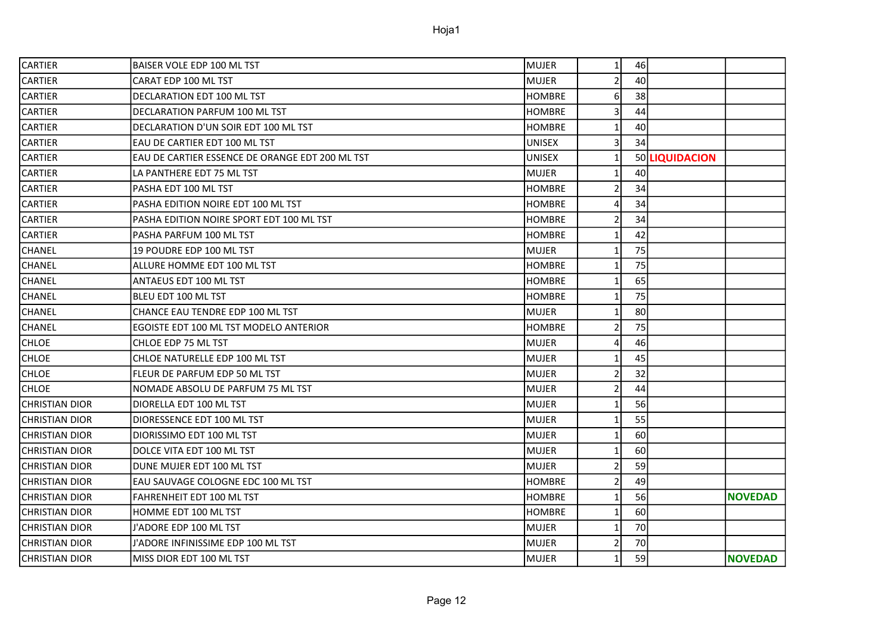| | | | | | | |
|---|---|---|---|---|---|---|
| CARTIER | BAISER VOLE EDP 100 ML TST | MUJER | 1 | 46 | | |
| CARTIER | CARAT EDP 100 ML TST | MUJER | 2 | 40 | | |
| CARTIER | DECLARATION EDT 100 ML TST | HOMBRE | 6 | 38 | | |
| CARTIER | DECLARATION PARFUM 100 ML TST | HOMBRE | 3 | 44 | | |
| CARTIER | DECLARATION D'UN SOIR EDT 100 ML TST | HOMBRE | 1 | 40 | | |
| CARTIER | EAU DE CARTIER EDT 100 ML TST | UNISEX | 3 | 34 | | |
| CARTIER | EAU DE CARTIER ESSENCE DE ORANGE EDT 200 ML TST | UNISEX | 1 | 50 | **LIQUIDACION** | |
| CARTIER | LA PANTHERE EDT 75 ML TST | MUJER | 1 | 40 | | |
| CARTIER | PASHA EDT 100 ML TST | HOMBRE | 2 | 34 | | |
| CARTIER | PASHA EDITION NOIRE EDT 100 ML TST | HOMBRE | 4 | 34 | | |
| CARTIER | PASHA EDITION NOIRE SPORT EDT 100 ML TST | HOMBRE | 2 | 34 | | |
| CARTIER | PASHA PARFUM 100 ML TST | HOMBRE | 1 | 42 | | |
| CHANEL | 19 POUDRE EDP 100 ML TST | MUJER | 1 | 75 | | |
| CHANEL | ALLURE HOMME EDT 100 ML TST | HOMBRE | 1 | 75 | | |
| CHANEL | ANTAEUS EDT 100 ML TST | HOMBRE | 1 | 65 | | |
| CHANEL | BLEU EDT 100 ML TST | HOMBRE | 1 | 75 | | |
| CHANEL | CHANCE EAU TENDRE EDP 100 ML TST | MUJER | 1 | 80 | | |
| CHANEL | EGOISTE EDT 100 ML TST MODELO ANTERIOR | HOMBRE | 2 | 75 | | |
| CHLOE | CHLOE EDP 75 ML TST | MUJER | 4 | 46 | | |
| CHLOE | CHLOE NATURELLE EDP 100 ML TST | MUJER | 1 | 45 | | |
| CHLOE | FLEUR DE PARFUM EDP 50 ML TST | MUJER | 2 | 32 | | |
| CHLOE | NOMADE ABSOLU DE PARFUM 75 ML TST | MUJER | 2 | 44 | | |
| CHRISTIAN DIOR | DIORELLA EDT 100 ML TST | MUJER | 1 | 56 | | |
| CHRISTIAN DIOR | DIORESSENCE EDT 100 ML TST | MUJER | 1 | 55 | | |
| CHRISTIAN DIOR | DIORISSIMO EDT 100 ML TST | MUJER | 1 | 60 | | |
| CHRISTIAN DIOR | DOLCE VITA EDT 100 ML TST | MUJER | 1 | 60 | | |
| CHRISTIAN DIOR | DUNE MUJER EDT 100 ML TST | MUJER | 2 | 59 | | |
| CHRISTIAN DIOR | EAU SAUVAGE COLOGNE EDC 100 ML TST | HOMBRE | 2 | 49 | | |
| CHRISTIAN DIOR | FAHRENHEIT EDT 100 ML TST | HOMBRE | 1 | 56 | | **NOVEDAD** |
| CHRISTIAN DIOR | HOMME EDT 100 ML TST | HOMBRE | 1 | 60 | | |
| CHRISTIAN DIOR | J'ADORE EDP 100 ML TST | MUJER | 1 | 70 | | |
| CHRISTIAN DIOR | J'ADORE INFINISSIME EDP 100 ML TST | MUJER | 2 | 70 | | |
| CHRISTIAN DIOR | MISS DIOR EDT 100 ML TST | MUJER | 1 | 59 | | **NOVEDAD** |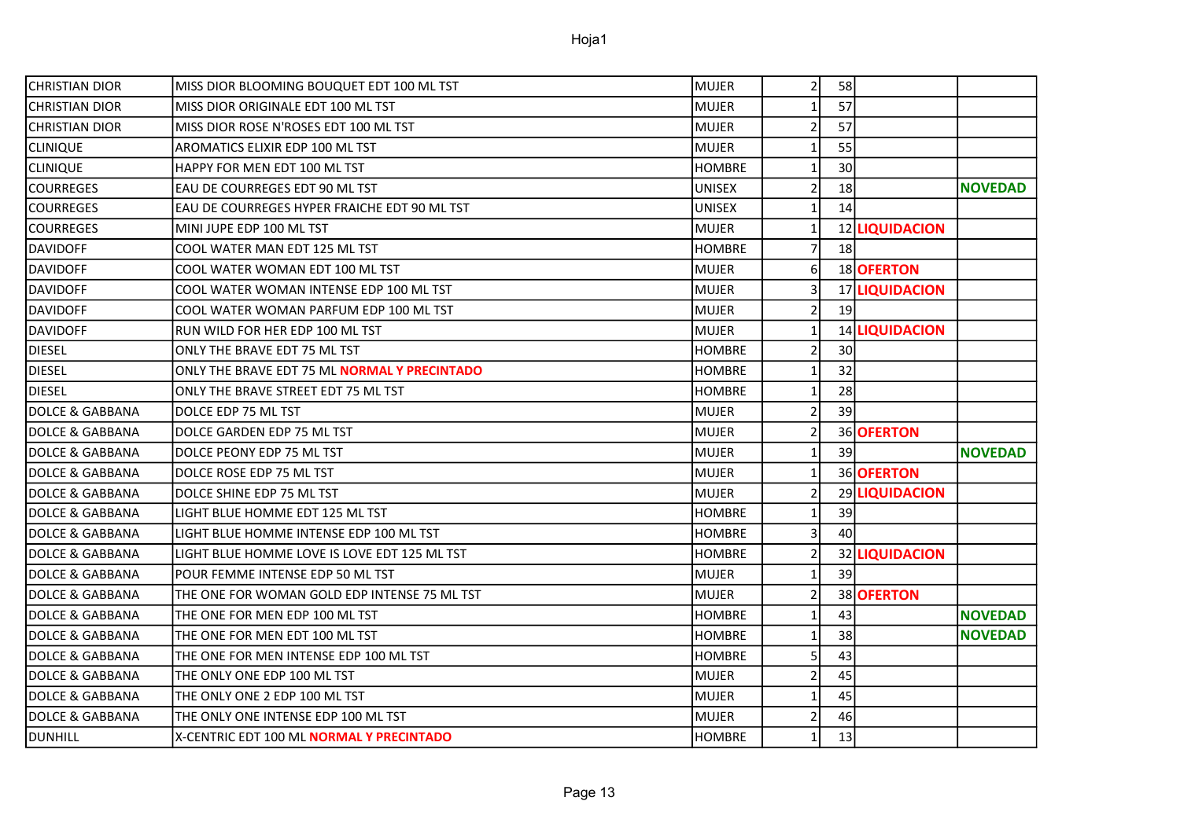Hoja1

| | | | | | | |
|---|---|---|---|---|---|---|
| CHRISTIAN DIOR | MISS DIOR BLOOMING BOUQUET EDT 100 ML TST | MUJER | 2 | 58 | | |
| CHRISTIAN DIOR | MISS DIOR ORIGINALE EDT 100 ML TST | MUJER | 1 | 57 | | |
| CHRISTIAN DIOR | MISS DIOR ROSE N'ROSES EDT 100 ML TST | MUJER | 2 | 57 | | |
| CLINIQUE | AROMATICS ELIXIR EDP 100 ML TST | MUJER | 1 | 55 | | |
| CLINIQUE | HAPPY FOR MEN EDT 100 ML TST | HOMBRE | 1 | 30 | | |
| COURREGES | EAU DE COURREGES EDT 90 ML TST | UNISEX | 2 | 18 | | **NOVEDAD** |
| COURREGES | EAU DE COURREGES HYPER FRAICHE EDT 90 ML TST | UNISEX | 1 | 14 | | |
| COURREGES | MINI JUPE EDP 100 ML TST | MUJER | 1 | 12 | **LIQUIDACION** | |
| DAVIDOFF | COOL WATER MAN EDT 125 ML TST | HOMBRE | 7 | 18 | | |
| DAVIDOFF | COOL WATER WOMAN EDT 100 ML TST | MUJER | 6 | 18 | **OFERTON** | |
| DAVIDOFF | COOL WATER WOMAN INTENSE EDP 100 ML TST | MUJER | 3 | 17 | **LIQUIDACION** | |
| DAVIDOFF | COOL WATER WOMAN PARFUM EDP 100 ML TST | MUJER | 2 | 19 | | |
| DAVIDOFF | RUN WILD FOR HER EDP 100 ML TST | MUJER | 1 | 14 | **LIQUIDACION** | |
| DIESEL | ONLY THE BRAVE EDT 75 ML TST | HOMBRE | 2 | 30 | | |
| DIESEL | ONLY THE BRAVE EDT 75 ML **NORMAL Y PRECINTADO** | HOMBRE | 1 | 32 | | |
| DIESEL | ONLY THE BRAVE STREET EDT 75 ML TST | HOMBRE | 1 | 28 | | |
| DOLCE & GABBANA | DOLCE EDP 75 ML TST | MUJER | 2 | 39 | | |
| DOLCE & GABBANA | DOLCE GARDEN EDP 75 ML TST | MUJER | 2 | 36 | **OFERTON** | |
| DOLCE & GABBANA | DOLCE PEONY EDP 75 ML TST | MUJER | 1 | 39 | | **NOVEDAD** |
| DOLCE & GABBANA | DOLCE ROSE EDP 75 ML TST | MUJER | 1 | 36 | **OFERTON** | |
| DOLCE & GABBANA | DOLCE SHINE EDP 75 ML TST | MUJER | 2 | 29 | **LIQUIDACION** | |
| DOLCE & GABBANA | LIGHT BLUE HOMME EDT 125 ML TST | HOMBRE | 1 | 39 | | |
| DOLCE & GABBANA | LIGHT BLUE HOMME INTENSE EDP 100 ML TST | HOMBRE | 3 | 40 | | |
| DOLCE & GABBANA | LIGHT BLUE HOMME LOVE IS LOVE EDT 125 ML TST | HOMBRE | 2 | 32 | **LIQUIDACION** | |
| DOLCE & GABBANA | POUR FEMME INTENSE EDP 50 ML TST | MUJER | 1 | 39 | | |
| DOLCE & GABBANA | THE ONE FOR WOMAN GOLD EDP INTENSE 75 ML TST | MUJER | 2 | 38 | **OFERTON** | |
| DOLCE & GABBANA | THE ONE FOR MEN EDP 100 ML TST | HOMBRE | 1 | 43 | | **NOVEDAD** |
| DOLCE & GABBANA | THE ONE FOR MEN EDT 100 ML TST | HOMBRE | 1 | 38 | | **NOVEDAD** |
| DOLCE & GABBANA | THE ONE FOR MEN INTENSE EDP 100 ML TST | HOMBRE | 5 | 43 | | |
| DOLCE & GABBANA | THE ONLY ONE EDP 100 ML TST | MUJER | 2 | 45 | | |
| DOLCE & GABBANA | THE ONLY ONE 2 EDP 100 ML TST | MUJER | 1 | 45 | | |
| DOLCE & GABBANA | THE ONLY ONE INTENSE EDP 100 ML TST | MUJER | 2 | 46 | | |
| DUNHILL | X-CENTRIC EDT 100 ML **NORMAL Y PRECINTADO** | HOMBRE | 1 | 13 | | |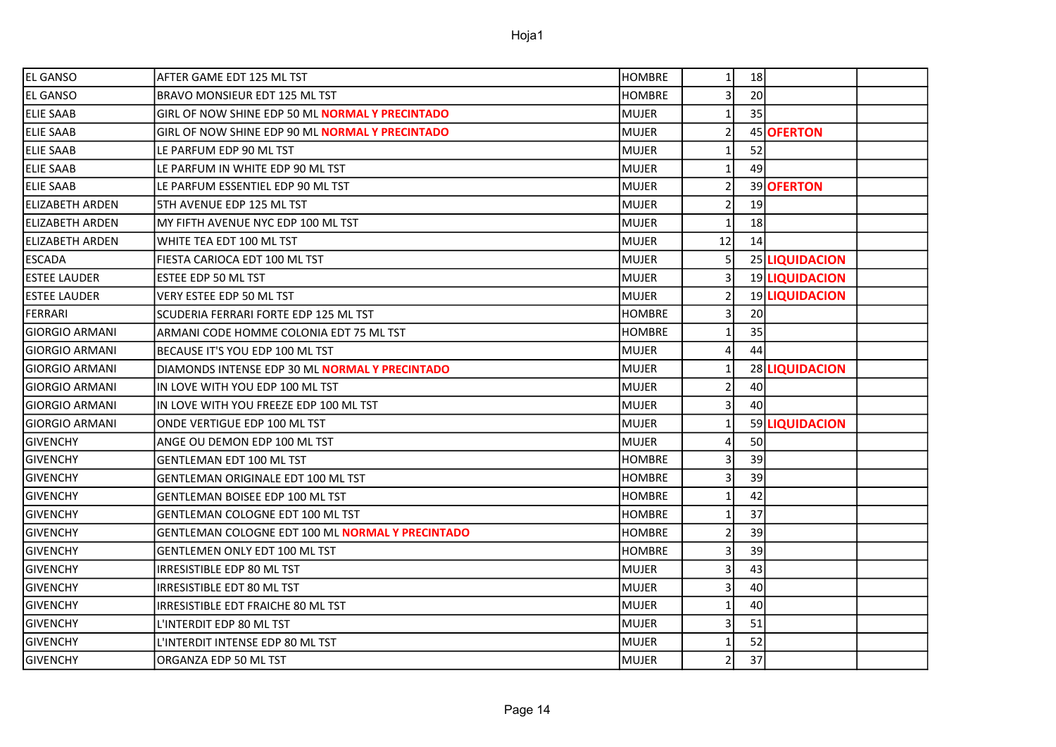| | | | | | | |
|---|---|---|---|---|---|---|
| EL GANSO | AFTER GAME EDT 125 ML TST | HOMBRE | 1 | 18 | | |
| EL GANSO | BRAVO MONSIEUR EDT 125 ML TST | HOMBRE | 3 | 20 | | |
| ELIE SAAB | GIRL OF NOW SHINE EDP 50 ML **NORMAL Y PRECINTADO** | MUJER | 1 | 35 | | |
| ELIE SAAB | GIRL OF NOW SHINE EDP 90 ML **NORMAL Y PRECINTADO** | MUJER | 2 | 45 | **OFERTON** | |
| ELIE SAAB | LE PARFUM EDP 90 ML TST | MUJER | 1 | 52 | | |
| ELIE SAAB | LE PARFUM IN WHITE EDP 90 ML TST | MUJER | 1 | 49 | | |
| ELIE SAAB | LE PARFUM ESSENTIEL EDP 90 ML TST | MUJER | 2 | 39 | **OFERTON** | |
| ELIZABETH ARDEN | 5TH AVENUE EDP 125 ML TST | MUJER | 2 | 19 | | |
| ELIZABETH ARDEN | MY FIFTH AVENUE NYC EDP 100 ML TST | MUJER | 1 | 18 | | |
| ELIZABETH ARDEN | WHITE TEA EDT 100 ML TST | MUJER | 12 | 14 | | |
| ESCADA | FIESTA CARIOCA EDT 100 ML TST | MUJER | 5 | 25 | **LIQUIDACION** | |
| ESTEE LAUDER | ESTEE EDP 50 ML TST | MUJER | 3 | 19 | **LIQUIDACION** | |
| ESTEE LAUDER | VERY ESTEE EDP 50 ML TST | MUJER | 2 | 19 | **LIQUIDACION** | |
| FERRARI | SCUDERIA FERRARI FORTE EDP 125 ML TST | HOMBRE | 3 | 20 | | |
| GIORGIO ARMANI | ARMANI CODE HOMME COLONIA EDT 75 ML TST | HOMBRE | 1 | 35 | | |
| GIORGIO ARMANI | BECAUSE IT'S YOU EDP 100 ML TST | MUJER | 4 | 44 | | |
| GIORGIO ARMANI | DIAMONDS INTENSE EDP 30 ML **NORMAL Y PRECINTADO** | MUJER | 1 | 28 | **LIQUIDACION** | |
| GIORGIO ARMANI | IN LOVE WITH YOU EDP 100 ML TST | MUJER | 2 | 40 | | |
| GIORGIO ARMANI | IN LOVE WITH YOU FREEZE EDP 100 ML TST | MUJER | 3 | 40 | | |
| GIORGIO ARMANI | ONDE VERTIGUE EDP 100 ML TST | MUJER | 1 | 59 | **LIQUIDACION** | |
| GIVENCHY | ANGE OU DEMON EDP 100 ML TST | MUJER | 4 | 50 | | |
| GIVENCHY | GENTLEMAN EDT 100 ML TST | HOMBRE | 3 | 39 | | |
| GIVENCHY | GENTLEMAN ORIGINALE EDT 100 ML TST | HOMBRE | 3 | 39 | | |
| GIVENCHY | GENTLEMAN BOISEE EDP 100 ML TST | HOMBRE | 1 | 42 | | |
| GIVENCHY | GENTLEMAN COLOGNE EDT 100 ML TST | HOMBRE | 1 | 37 | | |
| GIVENCHY | GENTLEMAN COLOGNE EDT 100 ML **NORMAL Y PRECINTADO** | HOMBRE | 2 | 39 | | |
| GIVENCHY | GENTLEMEN ONLY EDT 100 ML TST | HOMBRE | 3 | 39 | | |
| GIVENCHY | IRRESISTIBLE EDP 80 ML TST | MUJER | 3 | 43 | | |
| GIVENCHY | IRRESISTIBLE EDT 80 ML TST | MUJER | 3 | 40 | | |
| GIVENCHY | IRRESISTIBLE EDT FRAICHE 80 ML TST | MUJER | 1 | 40 | | |
| GIVENCHY | L'INTERDIT EDP 80 ML TST | MUJER | 3 | 51 | | |
| GIVENCHY | L'INTERDIT INTENSE EDP 80 ML TST | MUJER | 1 | 52 | | |
| GIVENCHY | ORGANZA EDP 50 ML TST | MUJER | 2 | 37 | | |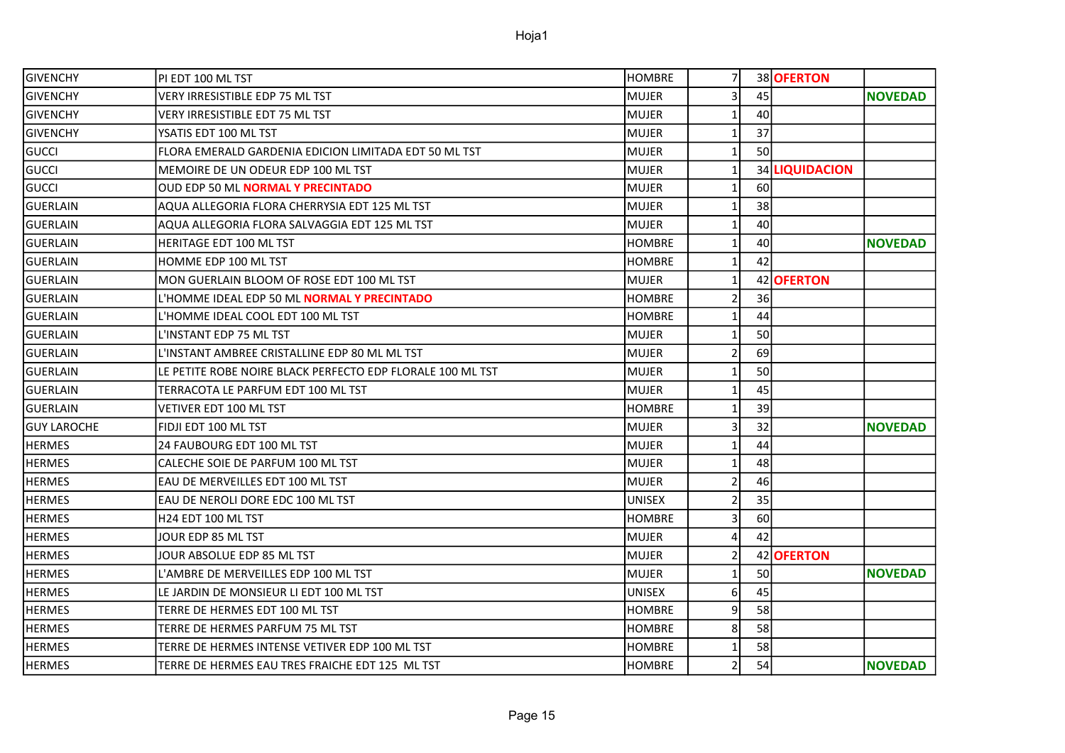| | | | | | | |
|---|---|---|---|---|---|---|
| GIVENCHY | PI EDT 100 ML TST | HOMBRE | 7 | 38 | **OFERTON** | |
| GIVENCHY | VERY IRRESISTIBLE EDP 75 ML TST | MUJER | 3 | 45 | | **NOVEDAD** |
| GIVENCHY | VERY IRRESISTIBLE EDT 75 ML TST | MUJER | 1 | 40 | | |
| GIVENCHY | YSATIS EDT 100 ML TST | MUJER | 1 | 37 | | |
| GUCCI | FLORA EMERALD GARDENIA EDICION LIMITADA EDT 50 ML TST | MUJER | 1 | 50 | | |
| GUCCI | MEMOIRE DE UN ODEUR EDP 100 ML TST | MUJER | 1 | 34 | **LIQUIDACION** | |
| GUCCI | OUD EDP 50 ML **NORMAL Y PRECINTADO** | MUJER | 1 | 60 | | |
| GUERLAIN | AQUA ALLEGORIA FLORA CHERRYSIA EDT 125 ML TST | MUJER | 1 | 38 | | |
| GUERLAIN | AQUA ALLEGORIA FLORA SALVAGGIA EDT 125 ML TST | MUJER | 1 | 40 | | |
| GUERLAIN | HERITAGE EDT 100 ML TST | HOMBRE | 1 | 40 | | **NOVEDAD** |
| GUERLAIN | HOMME EDP 100 ML TST | HOMBRE | 1 | 42 | | |
| GUERLAIN | MON GUERLAIN BLOOM OF ROSE EDT 100 ML TST | MUJER | 1 | 42 | **OFERTON** | |
| GUERLAIN | L'HOMME IDEAL EDP 50 ML **NORMAL Y PRECINTADO** | HOMBRE | 2 | 36 | | |
| GUERLAIN | L'HOMME IDEAL COOL EDT 100 ML TST | HOMBRE | 1 | 44 | | |
| GUERLAIN | L'INSTANT EDP 75 ML TST | MUJER | 1 | 50 | | |
| GUERLAIN | L'INSTANT AMBREE CRISTALLINE EDP 80 ML ML TST | MUJER | 2 | 69 | | |
| GUERLAIN | LE PETITE ROBE NOIRE BLACK PERFECTO EDP FLORALE 100 ML TST | MUJER | 1 | 50 | | |
| GUERLAIN | TERRACOTA LE PARFUM EDT 100 ML TST | MUJER | 1 | 45 | | |
| GUERLAIN | VETIVER EDT 100 ML TST | HOMBRE | 1 | 39 | | |
| GUY LAROCHE | FIDJI EDT 100 ML TST | MUJER | 3 | 32 | | **NOVEDAD** |
| HERMES | 24 FAUBOURG EDT 100 ML TST | MUJER | 1 | 44 | | |
| HERMES | CALECHE SOIE DE PARFUM 100 ML TST | MUJER | 1 | 48 | | |
| HERMES | EAU DE MERVEILLES EDT 100 ML TST | MUJER | 2 | 46 | | |
| HERMES | EAU DE NEROLI DORE EDC 100 ML TST | UNISEX | 2 | 35 | | |
| HERMES | H24 EDT 100 ML TST | HOMBRE | 3 | 60 | | |
| HERMES | JOUR EDP 85 ML TST | MUJER | 4 | 42 | | |
| HERMES | JOUR ABSOLUE EDP 85 ML TST | MUJER | 2 | 42 | **OFERTON** | |
| HERMES | L'AMBRE DE MERVEILLES EDP 100 ML TST | MUJER | 1 | 50 | | **NOVEDAD** |
| HERMES | LE JARDIN DE MONSIEUR LI EDT 100 ML TST | UNISEX | 6 | 45 | | |
| HERMES | TERRE DE HERMES EDT 100 ML TST | HOMBRE | 9 | 58 | | |
| HERMES | TERRE DE HERMES PARFUM 75 ML TST | HOMBRE | 8 | 58 | | |
| HERMES | TERRE DE HERMES INTENSE VETIVER EDP 100 ML TST | HOMBRE | 1 | 58 | | |
| HERMES | TERRE DE HERMES EAU TRES FRAICHE EDT 125 ML TST | HOMBRE | 2 | 54 | | **NOVEDAD** |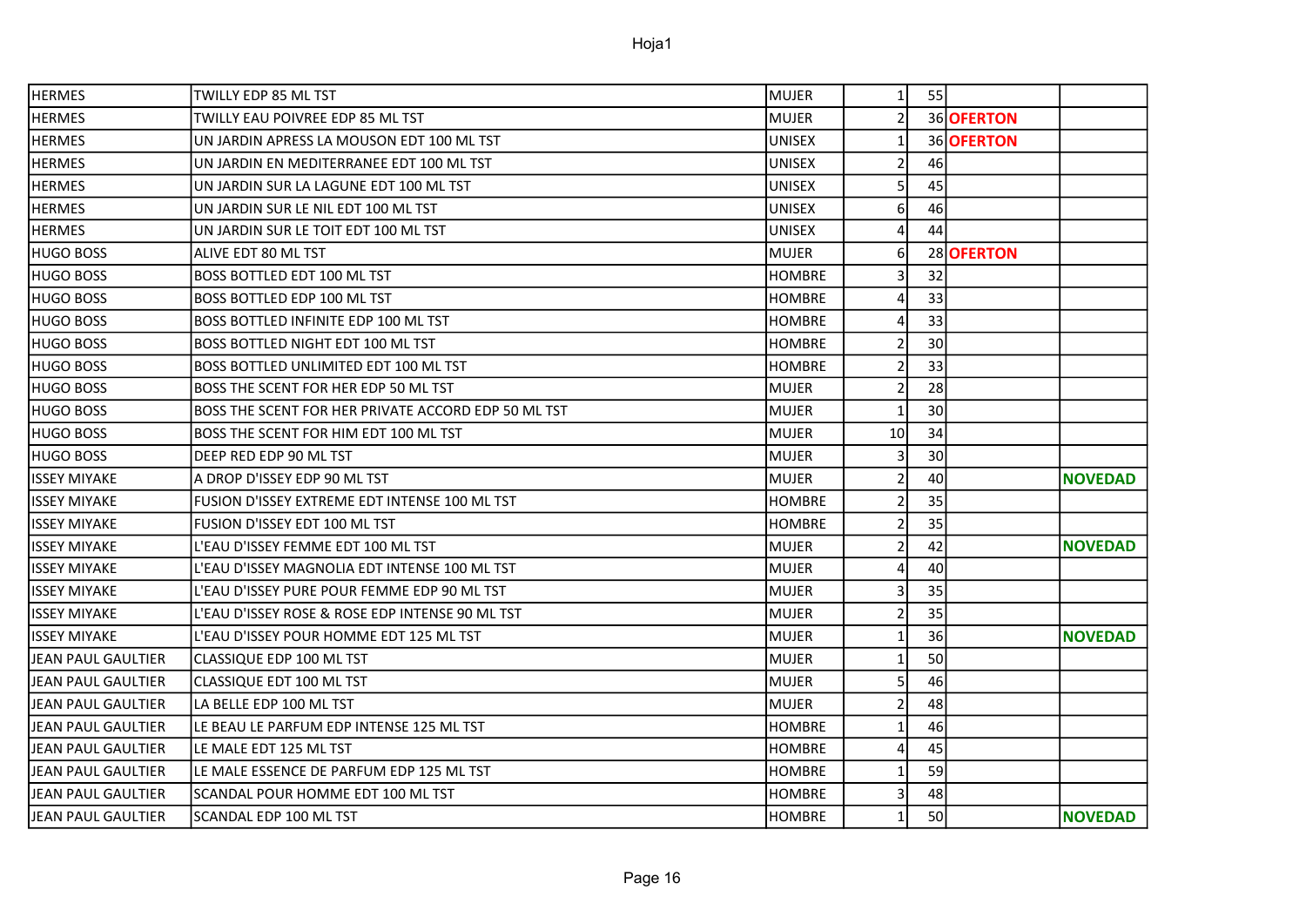| | | | | | | |
|---|---|---|---|---|---|---|
| HERMES | TWILLY EDP 85 ML TST | MUJER | 1 | 55 | | |
| HERMES | TWILLY EAU POIVREE EDP 85 ML TST | MUJER | 2 | 36 | **OFERTON** | |
| HERMES | UN JARDIN APRESS LA MOUSON EDT 100 ML TST | UNISEX | 1 | 36 | **OFERTON** | |
| HERMES | UN JARDIN EN MEDITERRANEE EDT 100 ML TST | UNISEX | 2 | 46 | | |
| HERMES | UN JARDIN SUR LA LAGUNE EDT 100 ML TST | UNISEX | 5 | 45 | | |
| HERMES | UN JARDIN SUR LE NIL EDT 100 ML TST | UNISEX | 6 | 46 | | |
| HERMES | UN JARDIN SUR LE TOIT EDT 100 ML TST | UNISEX | 4 | 44 | | |
| HUGO BOSS | ALIVE EDT 80 ML TST | MUJER | 6 | 28 | **OFERTON** | |
| HUGO BOSS | BOSS BOTTLED EDT 100 ML TST | HOMBRE | 3 | 32 | | |
| HUGO BOSS | BOSS BOTTLED EDP 100 ML TST | HOMBRE | 4 | 33 | | |
| HUGO BOSS | BOSS BOTTLED INFINITE EDP 100 ML TST | HOMBRE | 4 | 33 | | |
| HUGO BOSS | BOSS BOTTLED NIGHT EDT 100 ML TST | HOMBRE | 2 | 30 | | |
| HUGO BOSS | BOSS BOTTLED UNLIMITED EDT 100 ML TST | HOMBRE | 2 | 33 | | |
| HUGO BOSS | BOSS THE SCENT FOR HER EDP 50 ML TST | MUJER | 2 | 28 | | |
| HUGO BOSS | BOSS THE SCENT FOR HER PRIVATE ACCORD EDP 50 ML TST | MUJER | 1 | 30 | | |
| HUGO BOSS | BOSS THE SCENT FOR HIM EDT 100 ML TST | MUJER | 10 | 34 | | |
| HUGO BOSS | DEEP RED EDP 90 ML TST | MUJER | 3 | 30 | | |
| ISSEY MIYAKE | A DROP D'ISSEY EDP 90 ML TST | MUJER | 2 | 40 | | **NOVEDAD** |
| ISSEY MIYAKE | FUSION D'ISSEY EXTREME EDT INTENSE 100 ML TST | HOMBRE | 2 | 35 | | |
| ISSEY MIYAKE | FUSION D'ISSEY EDT 100 ML TST | HOMBRE | 2 | 35 | | |
| ISSEY MIYAKE | L'EAU D'ISSEY FEMME EDT 100 ML TST | MUJER | 2 | 42 | | **NOVEDAD** |
| ISSEY MIYAKE | L'EAU D'ISSEY MAGNOLIA EDT INTENSE 100 ML TST | MUJER | 4 | 40 | | |
| ISSEY MIYAKE | L'EAU D'ISSEY PURE POUR FEMME EDP 90 ML TST | MUJER | 3 | 35 | | |
| ISSEY MIYAKE | L'EAU D'ISSEY ROSE & ROSE EDP INTENSE 90 ML TST | MUJER | 2 | 35 | | |
| ISSEY MIYAKE | L'EAU D'ISSEY POUR HOMME EDT 125 ML TST | MUJER | 1 | 36 | | **NOVEDAD** |
| JEAN PAUL GAULTIER | CLASSIQUE EDP 100 ML TST | MUJER | 1 | 50 | | |
| JEAN PAUL GAULTIER | CLASSIQUE EDT 100 ML TST | MUJER | 5 | 46 | | |
| JEAN PAUL GAULTIER | LA BELLE EDP 100 ML TST | MUJER | 2 | 48 | | |
| JEAN PAUL GAULTIER | LE BEAU LE PARFUM EDP INTENSE 125 ML TST | HOMBRE | 1 | 46 | | |
| JEAN PAUL GAULTIER | LE MALE EDT 125 ML TST | HOMBRE | 4 | 45 | | |
| JEAN PAUL GAULTIER | LE MALE ESSENCE DE PARFUM EDP 125 ML TST | HOMBRE | 1 | 59 | | |
| JEAN PAUL GAULTIER | SCANDAL POUR HOMME EDT 100 ML TST | HOMBRE | 3 | 48 | | |
| JEAN PAUL GAULTIER | SCANDAL EDP 100 ML TST | HOMBRE | 1 | 50 | | **NOVEDAD** |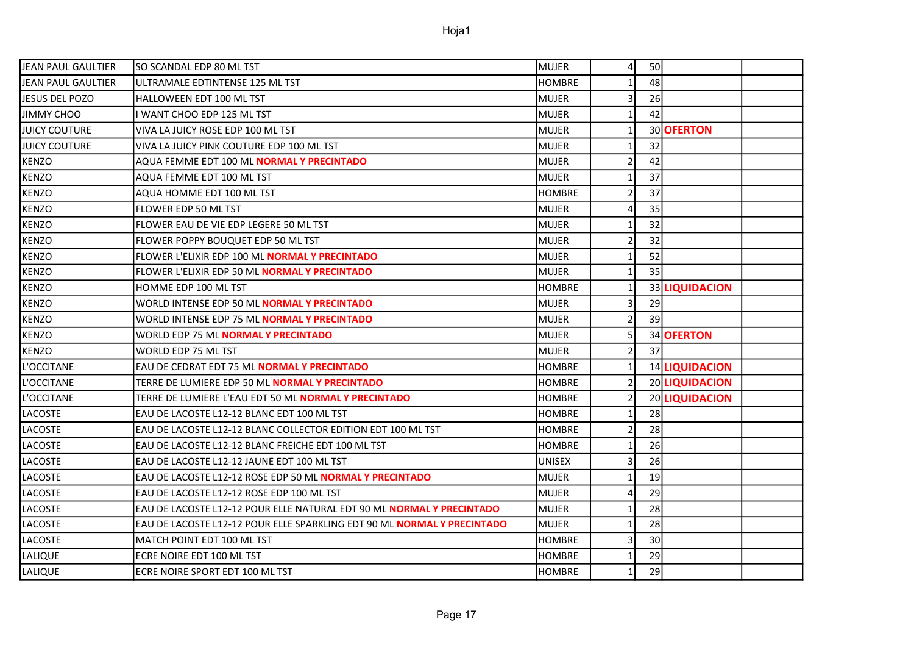Hoja1

| JEAN PAUL GAULTIER | SO SCANDAL EDP 80 ML TST | MUJER | 4 | 50 | | |
|---|---|---|---|---|---|---|
| JEAN PAUL GAULTIER | ULTRAMALE EDTINTENSE 125 ML TST | HOMBRE | 1 | 48 | | |
| JESUS DEL POZO | HALLOWEEN EDT 100 ML TST | MUJER | 3 | 26 | | |
| JIMMY CHOO | I WANT CHOO EDP 125 ML TST | MUJER | 1 | 42 | | |
| JUICY COUTURE | VIVA LA JUICY ROSE EDP 100 ML TST | MUJER | 1 | 30 | **OFERTON** | |
| JUICY COUTURE | VIVA LA JUICY PINK COUTURE EDP 100 ML TST | MUJER | 1 | 32 | | |
| KENZO | AQUA FEMME EDT 100 ML **NORMAL Y PRECINTADO** | MUJER | 2 | 42 | | |
| KENZO | AQUA FEMME EDT 100 ML TST | MUJER | 1 | 37 | | |
| KENZO | AQUA HOMME EDT 100 ML TST | HOMBRE | 2 | 37 | | |
| KENZO | FLOWER EDP 50 ML TST | MUJER | 4 | 35 | | |
| KENZO | FLOWER EAU DE VIE EDP LEGERE 50 ML TST | MUJER | 1 | 32 | | |
| KENZO | FLOWER POPPY BOUQUET EDP 50 ML TST | MUJER | 2 | 32 | | |
| KENZO | FLOWER L'ELIXIR EDP 100 ML **NORMAL Y PRECINTADO** | MUJER | 1 | 52 | | |
| KENZO | FLOWER L'ELIXIR EDP 50 ML **NORMAL Y PRECINTADO** | MUJER | 1 | 35 | | |
| KENZO | HOMME EDP 100 ML TST | HOMBRE | 1 | 33 | **LIQUIDACION** | |
| KENZO | WORLD INTENSE EDP 50 ML **NORMAL Y PRECINTADO** | MUJER | 3 | 29 | | |
| KENZO | WORLD INTENSE EDP 75 ML **NORMAL Y PRECINTADO** | MUJER | 2 | 39 | | |
| KENZO | WORLD EDP 75 ML **NORMAL Y PRECINTADO** | MUJER | 5 | 34 | **OFERTON** | |
| KENZO | WORLD EDP 75 ML TST | MUJER | 2 | 37 | | |
| L'OCCITANE | EAU DE CEDRAT EDT 75 ML **NORMAL Y PRECINTADO** | HOMBRE | 1 | 14 | **LIQUIDACION** | |
| L'OCCITANE | TERRE DE LUMIERE EDP 50 ML **NORMAL Y PRECINTADO** | HOMBRE | 2 | 20 | **LIQUIDACION** | |
| L'OCCITANE | TERRE DE LUMIERE L'EAU EDT 50 ML **NORMAL Y PRECINTADO** | HOMBRE | 2 | 20 | **LIQUIDACION** | |
| LACOSTE | EAU DE LACOSTE L12-12 BLANC EDT 100 ML TST | HOMBRE | 1 | 28 | | |
| LACOSTE | EAU DE LACOSTE L12-12 BLANC COLLECTOR EDITION EDT 100 ML TST | HOMBRE | 2 | 28 | | |
| LACOSTE | EAU DE LACOSTE L12-12 BLANC FREICHE EDT 100 ML TST | HOMBRE | 1 | 26 | | |
| LACOSTE | EAU DE LACOSTE L12-12 JAUNE EDT 100 ML TST | UNISEX | 3 | 26 | | |
| LACOSTE | EAU DE LACOSTE L12-12 ROSE EDP 50 ML **NORMAL Y PRECINTADO** | MUJER | 1 | 19 | | |
| LACOSTE | EAU DE LACOSTE L12-12 ROSE EDP 100 ML TST | MUJER | 4 | 29 | | |
| LACOSTE | EAU DE LACOSTE L12-12 POUR ELLE NATURAL EDT 90 ML **NORMAL Y PRECINTADO** | MUJER | 1 | 28 | | |
| LACOSTE | EAU DE LACOSTE L12-12 POUR ELLE SPARKLING EDT 90 ML **NORMAL Y PRECINTADO** | MUJER | 1 | 28 | | |
| LACOSTE | MATCH POINT EDT 100 ML TST | HOMBRE | 3 | 30 | | |
| LALIQUE | ECRE NOIRE EDT 100 ML TST | HOMBRE | 1 | 29 | | |
| LALIQUE | ECRE NOIRE SPORT EDT 100 ML TST | HOMBRE | 1 | 29 | | |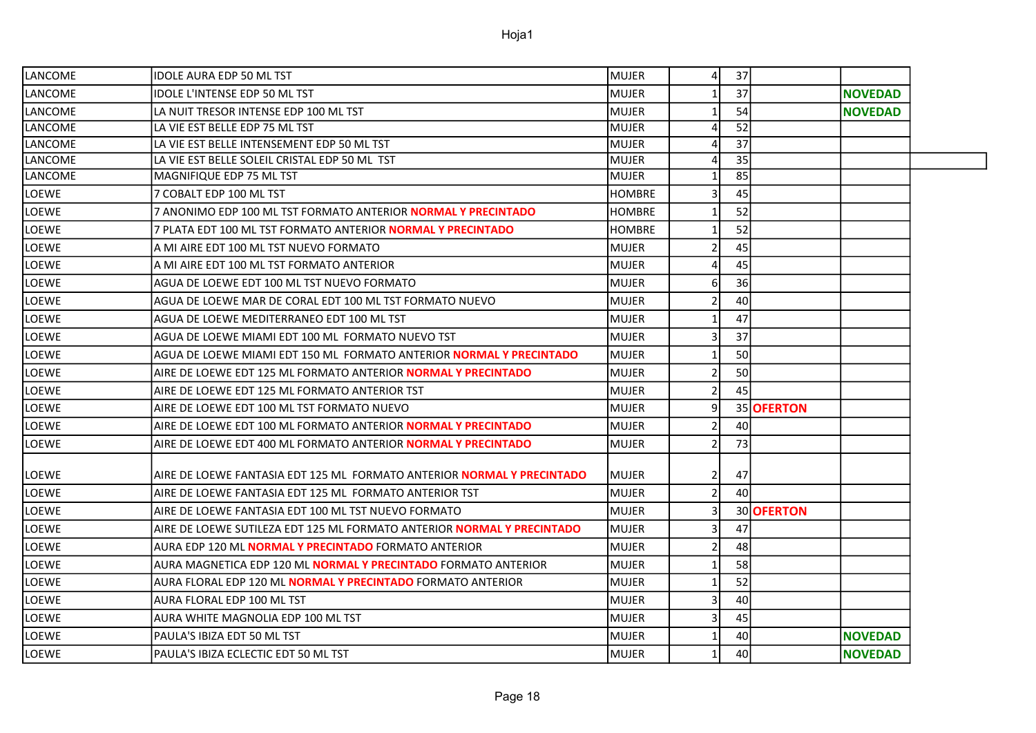Hoja1

| | | | | | | |
|---|---|---|---|---|---|---|
| LANCOME | IDOLE AURA EDP 50 ML TST | MUJER | 4 | 37 | | |
| LANCOME | IDOLE L'INTENSE EDP 50 ML TST | MUJER | 1 | 37 | | **NOVEDAD** |
| LANCOME | LA NUIT TRESOR INTENSE EDP 100 ML TST | MUJER | 1 | 54 | | **NOVEDAD** |
| LANCOME | LA VIE EST BELLE EDP 75 ML TST | MUJER | 4 | 52 | | |
| LANCOME | LA VIE EST BELLE INTENSEMENT EDP 50 ML TST | MUJER | 4 | 37 | | |
| LANCOME | LA VIE EST BELLE SOLEIL CRISTAL EDP 50 ML TST | MUJER | 4 | 35 | | |
| LANCOME | MAGNIFIQUE EDP 75 ML TST | MUJER | 1 | 85 | | |
| LOEWE | 7 COBALT EDP 100 ML TST | HOMBRE | 3 | 45 | | |
| LOEWE | 7 ANONIMO EDP 100 ML TST FORMATO ANTERIOR **NORMAL Y PRECINTADO** | HOMBRE | 1 | 52 | | |
| LOEWE | 7 PLATA EDT 100 ML TST FORMATO ANTERIOR **NORMAL Y PRECINTADO** | HOMBRE | 1 | 52 | | |
| LOEWE | A MI AIRE EDT 100 ML TST NUEVO FORMATO | MUJER | 2 | 45 | | |
| LOEWE | A MI AIRE EDT 100 ML TST FORMATO ANTERIOR | MUJER | 4 | 45 | | |
| LOEWE | AGUA DE LOEWE EDT 100 ML TST NUEVO FORMATO | MUJER | 6 | 36 | | |
| LOEWE | AGUA DE LOEWE MAR DE CORAL EDT 100 ML TST FORMATO NUEVO | MUJER | 2 | 40 | | |
| LOEWE | AGUA DE LOEWE MEDITERRANEO EDT 100 ML TST | MUJER | 1 | 47 | | |
| LOEWE | AGUA DE LOEWE MIAMI EDT 100 ML FORMATO NUEVO TST | MUJER | 3 | 37 | | |
| LOEWE | AGUA DE LOEWE MIAMI EDT 150 ML FORMATO ANTERIOR **NORMAL Y PRECINTADO** | MUJER | 1 | 50 | | |
| LOEWE | AIRE DE LOEWE EDT 125 ML FORMATO ANTERIOR **NORMAL Y PRECINTADO** | MUJER | 2 | 50 | | |
| LOEWE | AIRE DE LOEWE EDT 125 ML FORMATO ANTERIOR TST | MUJER | 2 | 45 | | |
| LOEWE | AIRE DE LOEWE EDT 100 ML TST FORMATO NUEVO | MUJER | 9 | 35 | **OFERTON** | |
| LOEWE | AIRE DE LOEWE EDT 100 ML FORMATO ANTERIOR **NORMAL Y PRECINTADO** | MUJER | 2 | 40 | | |
| LOEWE | AIRE DE LOEWE EDT 400 ML FORMATO ANTERIOR **NORMAL Y PRECINTADO** | MUJER | 2 | 73 | | |
| LOEWE | AIRE DE LOEWE FANTASIA EDT 125 ML FORMATO ANTERIOR **NORMAL Y PRECINTADO** | MUJER | 2 | 47 | | |
| LOEWE | AIRE DE LOEWE FANTASIA EDT 125 ML FORMATO ANTERIOR TST | MUJER | 2 | 40 | | |
| LOEWE | AIRE DE LOEWE FANTASIA EDT 100 ML TST NUEVO FORMATO | MUJER | 3 | 30 | **OFERTON** | |
| LOEWE | AIRE DE LOEWE SUTILEZA EDT 125 ML FORMATO ANTERIOR **NORMAL Y PRECINTADO** | MUJER | 3 | 47 | | |
| LOEWE | AURA EDP 120 ML **NORMAL Y PRECINTADO** FORMATO ANTERIOR | MUJER | 2 | 48 | | |
| LOEWE | AURA MAGNETICA EDP 120 ML **NORMAL Y PRECINTADO** FORMATO ANTERIOR | MUJER | 1 | 58 | | |
| LOEWE | AURA FLORAL EDP 120 ML **NORMAL Y PRECINTADO** FORMATO ANTERIOR | MUJER | 1 | 52 | | |
| LOEWE | AURA FLORAL EDP 100 ML TST | MUJER | 3 | 40 | | |
| LOEWE | AURA WHITE MAGNOLIA EDP 100 ML TST | MUJER | 3 | 45 | | |
| LOEWE | PAULA'S IBIZA EDT 50 ML TST | MUJER | 1 | 40 | | **NOVEDAD** |
| LOEWE | PAULA'S IBIZA ECLECTIC EDT 50 ML TST | MUJER | 1 | 40 | | **NOVEDAD** |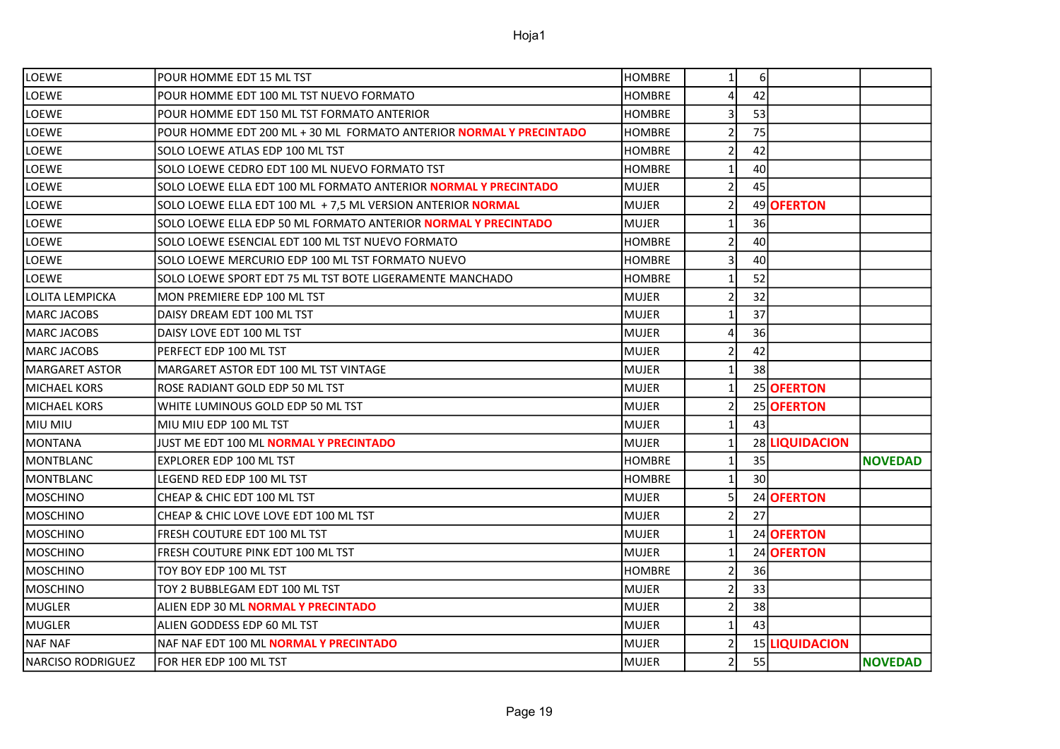| | | | | | | |
|---|---|---|---|---|---|---|
| LOEWE | POUR HOMME EDT 15 ML TST | HOMBRE | 1 | 6 | | |
| LOEWE | POUR HOMME EDT 100 ML TST NUEVO FORMATO | HOMBRE | 4 | 42 | | |
| LOEWE | POUR HOMME EDT 150 ML TST FORMATO ANTERIOR | HOMBRE | 3 | 53 | | |
| LOEWE | POUR HOMME EDT 200 ML + 30 ML FORMATO ANTERIOR **NORMAL Y PRECINTADO** | HOMBRE | 2 | 75 | | |
| LOEWE | SOLO LOEWE ATLAS EDP 100 ML TST | HOMBRE | 2 | 42 | | |
| LOEWE | SOLO LOEWE CEDRO EDT 100 ML NUEVO FORMATO TST | HOMBRE | 1 | 40 | | |
| LOEWE | SOLO LOEWE ELLA EDT 100 ML FORMATO ANTERIOR **NORMAL Y PRECINTADO** | MUJER | 2 | 45 | | |
| LOEWE | SOLO LOEWE ELLA EDT 100 ML + 7,5 ML VERSION ANTERIOR **NORMAL** | MUJER | 2 | 49 | **OFERTON** | |
| LOEWE | SOLO LOEWE ELLA EDP 50 ML FORMATO ANTERIOR **NORMAL Y PRECINTADO** | MUJER | 1 | 36 | | |
| LOEWE | SOLO LOEWE ESENCIAL EDT 100 ML TST NUEVO FORMATO | HOMBRE | 2 | 40 | | |
| LOEWE | SOLO LOEWE MERCURIO EDP 100 ML TST FORMATO NUEVO | HOMBRE | 3 | 40 | | |
| LOEWE | SOLO LOEWE SPORT EDT 75 ML TST BOTE LIGERAMENTE MANCHADO | HOMBRE | 1 | 52 | | |
| LOLITA LEMPICKA | MON PREMIERE EDP 100 ML TST | MUJER | 2 | 32 | | |
| MARC JACOBS | DAISY DREAM EDT 100 ML TST | MUJER | 1 | 37 | | |
| MARC JACOBS | DAISY LOVE EDT 100 ML TST | MUJER | 4 | 36 | | |
| MARC JACOBS | PERFECT EDP 100 ML TST | MUJER | 2 | 42 | | |
| MARGARET ASTOR | MARGARET ASTOR EDT 100 ML TST VINTAGE | MUJER | 1 | 38 | | |
| MICHAEL KORS | ROSE RADIANT GOLD EDP 50 ML TST | MUJER | 1 | 25 | **OFERTON** | |
| MICHAEL KORS | WHITE LUMINOUS GOLD EDP 50 ML TST | MUJER | 2 | 25 | **OFERTON** | |
| MIU MIU | MIU MIU EDP 100 ML TST | MUJER | 1 | 43 | | |
| MONTANA | JUST ME EDT 100 ML **NORMAL Y PRECINTADO** | MUJER | 1 | 28 | **LIQUIDACION** | |
| MONTBLANC | EXPLORER EDP 100 ML TST | HOMBRE | 1 | 35 | | **NOVEDAD** |
| MONTBLANC | LEGEND RED EDP 100 ML TST | HOMBRE | 1 | 30 | | |
| MOSCHINO | CHEAP & CHIC EDT 100 ML TST | MUJER | 5 | 24 | **OFERTON** | |
| MOSCHINO | CHEAP & CHIC LOVE LOVE EDT 100 ML TST | MUJER | 2 | 27 | | |
| MOSCHINO | FRESH COUTURE EDT 100 ML TST | MUJER | 1 | 24 | **OFERTON** | |
| MOSCHINO | FRESH COUTURE PINK EDT 100 ML TST | MUJER | 1 | 24 | **OFERTON** | |
| MOSCHINO | TOY BOY EDP 100 ML TST | HOMBRE | 2 | 36 | | |
| MOSCHINO | TOY 2 BUBBLEGAM EDT 100 ML TST | MUJER | 2 | 33 | | |
| MUGLER | ALIEN EDP 30 ML **NORMAL Y PRECINTADO** | MUJER | 2 | 38 | | |
| MUGLER | ALIEN GODDESS EDP 60 ML TST | MUJER | 1 | 43 | | |
| NAF NAF | NAF NAF EDT 100 ML **NORMAL Y PRECINTADO** | MUJER | 2 | 15 | **LIQUIDACION** | |
| NARCISO RODRIGUEZ | FOR HER EDP 100 ML TST | MUJER | 2 | 55 | | **NOVEDAD** |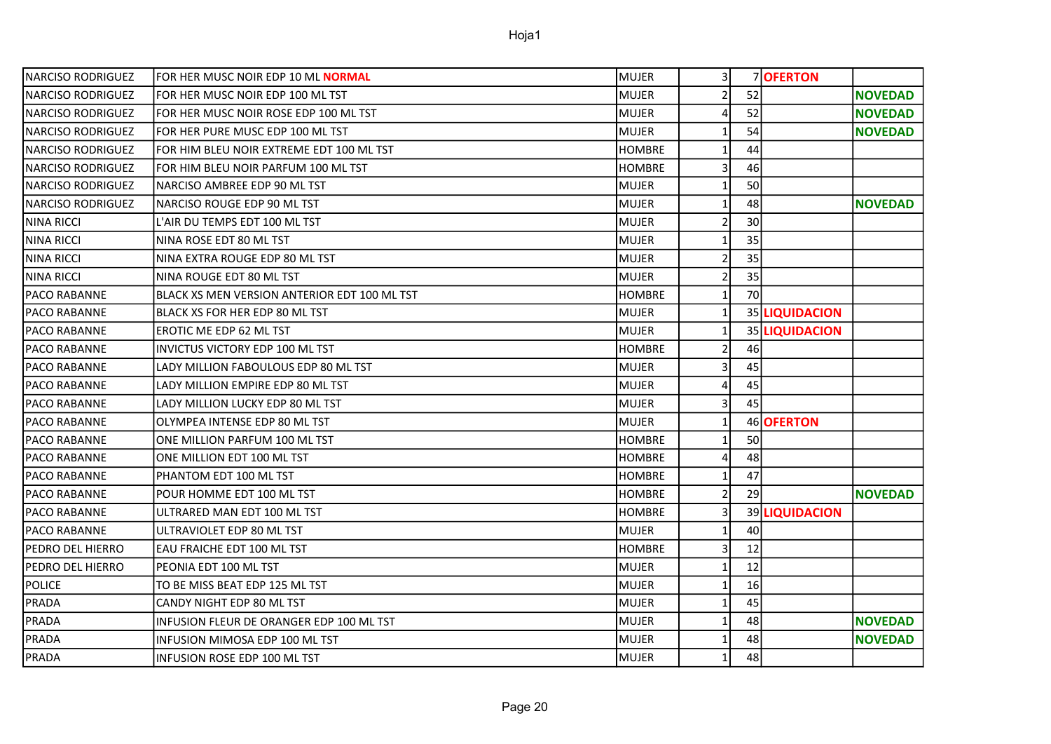| | | | | | | |
|---|---|---|---|---|---|---|
| NARCISO RODRIGUEZ | FOR HER MUSC NOIR EDP 10 ML **NORMAL** | MUJER | 3 | 7 | **OFERTON** | |
| NARCISO RODRIGUEZ | FOR HER MUSC NOIR EDP 100 ML TST | MUJER | 2 | 52 | | **NOVEDAD** |
| NARCISO RODRIGUEZ | FOR HER MUSC NOIR ROSE EDP 100 ML TST | MUJER | 4 | 52 | | **NOVEDAD** |
| NARCISO RODRIGUEZ | FOR HER PURE MUSC EDP 100 ML TST | MUJER | 1 | 54 | | **NOVEDAD** |
| NARCISO RODRIGUEZ | FOR HIM BLEU NOIR EXTREME EDT 100 ML TST | HOMBRE | 1 | 44 | | |
| NARCISO RODRIGUEZ | FOR HIM BLEU NOIR PARFUM 100 ML TST | HOMBRE | 3 | 46 | | |
| NARCISO RODRIGUEZ | NARCISO AMBREE EDP 90 ML TST | MUJER | 1 | 50 | | |
| NARCISO RODRIGUEZ | NARCISO ROUGE EDP 90 ML TST | MUJER | 1 | 48 | | **NOVEDAD** |
| NINA RICCI | L'AIR DU TEMPS EDT 100 ML TST | MUJER | 2 | 30 | | |
| NINA RICCI | NINA ROSE EDT 80 ML TST | MUJER | 1 | 35 | | |
| NINA RICCI | NINA EXTRA ROUGE EDP 80 ML TST | MUJER | 2 | 35 | | |
| NINA RICCI | NINA ROUGE EDT 80 ML TST | MUJER | 2 | 35 | | |
| PACO RABANNE | BLACK XS MEN VERSION ANTERIOR EDT 100 ML TST | HOMBRE | 1 | 70 | | |
| PACO RABANNE | BLACK XS FOR HER EDP 80 ML TST | MUJER | 1 | 35 | **LIQUIDACION** | |
| PACO RABANNE | EROTIC ME EDP 62 ML TST | MUJER | 1 | 35 | **LIQUIDACION** | |
| PACO RABANNE | INVICTUS VICTORY EDP 100 ML TST | HOMBRE | 2 | 46 | | |
| PACO RABANNE | LADY MILLION FABOULOUS EDP 80 ML TST | MUJER | 3 | 45 | | |
| PACO RABANNE | LADY MILLION EMPIRE EDP 80 ML TST | MUJER | 4 | 45 | | |
| PACO RABANNE | LADY MILLION LUCKY EDP 80 ML TST | MUJER | 3 | 45 | | |
| PACO RABANNE | OLYMPEA INTENSE EDP 80 ML TST | MUJER | 1 | 46 | **OFERTON** | |
| PACO RABANNE | ONE MILLION PARFUM 100 ML TST | HOMBRE | 1 | 50 | | |
| PACO RABANNE | ONE MILLION EDT 100 ML TST | HOMBRE | 4 | 48 | | |
| PACO RABANNE | PHANTOM EDT 100 ML TST | HOMBRE | 1 | 47 | | |
| PACO RABANNE | POUR HOMME EDT 100 ML TST | HOMBRE | 2 | 29 | | **NOVEDAD** |
| PACO RABANNE | ULTRARED MAN EDT 100 ML TST | HOMBRE | 3 | 39 | **LIQUIDACION** | |
| PACO RABANNE | ULTRAVIOLET EDP 80 ML TST | MUJER | 1 | 40 | | |
| PEDRO DEL HIERRO | EAU FRAICHE EDT 100 ML TST | HOMBRE | 3 | 12 | | |
| PEDRO DEL HIERRO | PEONIA EDT 100 ML TST | MUJER | 1 | 12 | | |
| POLICE | TO BE MISS BEAT EDP 125 ML TST | MUJER | 1 | 16 | | |
| PRADA | CANDY NIGHT EDP 80 ML TST | MUJER | 1 | 45 | | |
| PRADA | INFUSION FLEUR DE ORANGER EDP 100 ML TST | MUJER | 1 | 48 | | **NOVEDAD** |
| PRADA | INFUSION MIMOSA EDP 100 ML TST | MUJER | 1 | 48 | | **NOVEDAD** |
| PRADA | INFUSION ROSE EDP 100 ML TST | MUJER | 1 | 48 | | |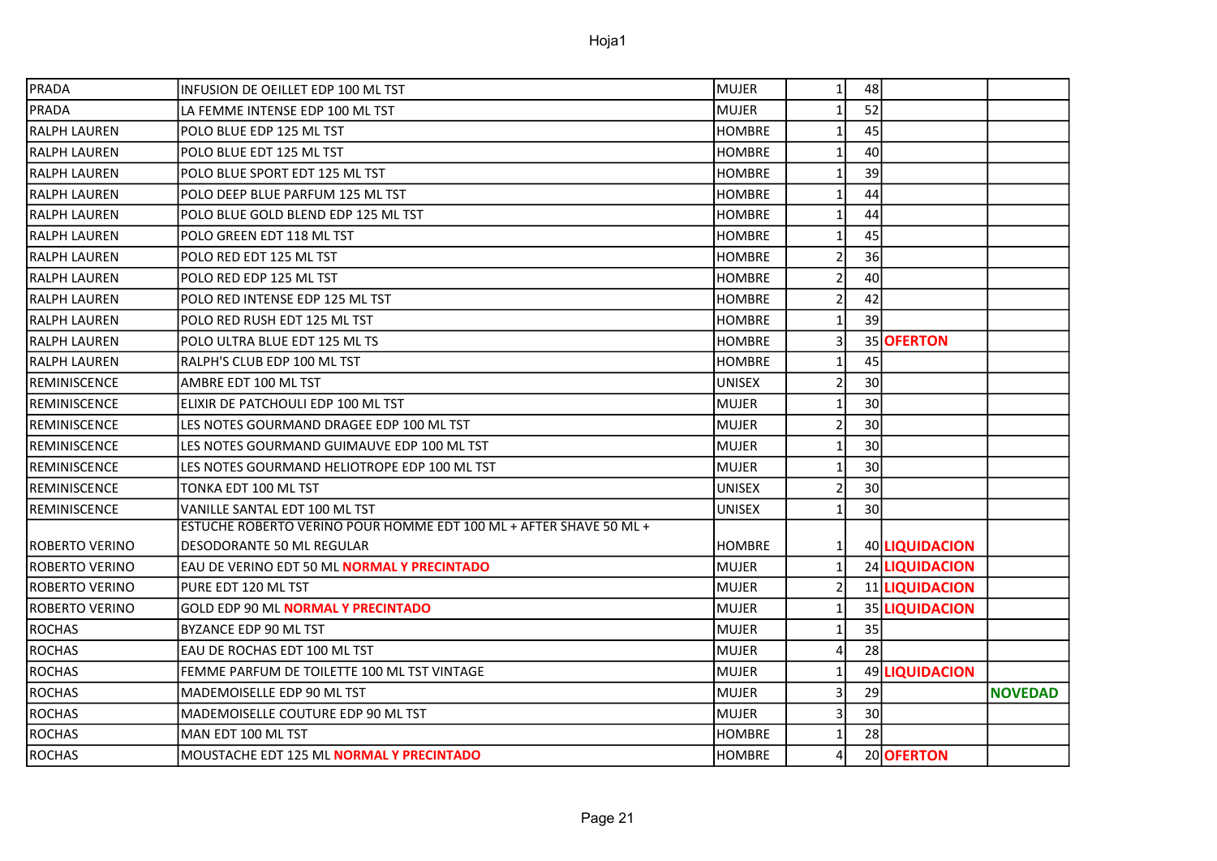| PRADA | INFUSION DE OEILLET EDP 100 ML TST | MUJER | 1 | 48 | | |
|---|---|---|---|---|---|---|
| PRADA | LA FEMME INTENSE EDP 100 ML TST | MUJER | 1 | 52 | | |
| RALPH LAUREN | POLO BLUE EDP 125 ML TST | HOMBRE | 1 | 45 | | |
| RALPH LAUREN | POLO BLUE EDT 125 ML TST | HOMBRE | 1 | 40 | | |
| RALPH LAUREN | POLO BLUE SPORT EDT 125 ML TST | HOMBRE | 1 | 39 | | |
| RALPH LAUREN | POLO DEEP BLUE PARFUM 125 ML TST | HOMBRE | 1 | 44 | | |
| RALPH LAUREN | POLO BLUE GOLD BLEND EDP 125 ML TST | HOMBRE | 1 | 44 | | |
| RALPH LAUREN | POLO GREEN EDT 118 ML TST | HOMBRE | 1 | 45 | | |
| RALPH LAUREN | POLO RED EDT 125 ML TST | HOMBRE | 2 | 36 | | |
| RALPH LAUREN | POLO RED EDP 125 ML TST | HOMBRE | 2 | 40 | | |
| RALPH LAUREN | POLO RED INTENSE EDP 125 ML TST | HOMBRE | 2 | 42 | | |
| RALPH LAUREN | POLO RED RUSH EDT 125 ML TST | HOMBRE | 1 | 39 | | |
| RALPH LAUREN | POLO ULTRA BLUE EDT 125 ML TS | HOMBRE | 3 | 35 | **OFERTON** | |
| RALPH LAUREN | RALPH'S CLUB EDP 100 ML TST | HOMBRE | 1 | 45 | | |
| REMINISCENCE | AMBRE EDT 100 ML TST | UNISEX | 2 | 30 | | |
| REMINISCENCE | ELIXIR DE PATCHOULI EDP 100 ML TST | MUJER | 1 | 30 | | |
| REMINISCENCE | LES NOTES GOURMAND DRAGEE EDP 100 ML TST | MUJER | 2 | 30 | | |
| REMINISCENCE | LES NOTES GOURMAND GUIMAUVE EDP 100 ML TST | MUJER | 1 | 30 | | |
| REMINISCENCE | LES NOTES GOURMAND HELIOTROPE EDP 100 ML TST | MUJER | 1 | 30 | | |
| REMINISCENCE | TONKA EDT 100 ML TST | UNISEX | 2 | 30 | | |
| REMINISCENCE | VANILLE SANTAL EDT 100 ML TST | UNISEX | 1 | 30 | | |
| ROBERTO VERINO | ESTUCHE ROBERTO VERINO POUR HOMME EDT 100 ML + AFTER SHAVE 50 ML + DESODORANTE 50 ML REGULAR | HOMBRE | 1 | 40 | **LIQUIDACION** | |
| ROBERTO VERINO | EAU DE VERINO EDT 50 ML **NORMAL Y PRECINTADO** | MUJER | 1 | 24 | **LIQUIDACION** | |
| ROBERTO VERINO | PURE EDT 120 ML TST | MUJER | 2 | 11 | **LIQUIDACION** | |
| ROBERTO VERINO | GOLD EDP 90 ML **NORMAL Y PRECINTADO** | MUJER | 1 | 35 | **LIQUIDACION** | |
| ROCHAS | BYZANCE EDP 90 ML TST | MUJER | 1 | 35 | | |
| ROCHAS | EAU DE ROCHAS EDT 100 ML TST | MUJER | 4 | 28 | | |
| ROCHAS | FEMME PARFUM DE TOILETTE 100 ML TST VINTAGE | MUJER | 1 | 49 | **LIQUIDACION** | |
| ROCHAS | MADEMOISELLE EDP 90 ML TST | MUJER | 3 | 29 | | **NOVEDAD** |
| ROCHAS | MADEMOISELLE COUTURE EDP 90 ML TST | MUJER | 3 | 30 | | |
| ROCHAS | MAN EDT 100 ML TST | HOMBRE | 1 | 28 | | |
| ROCHAS | MOUSTACHE EDT 125 ML **NORMAL Y PRECINTADO** | HOMBRE | 4 | 20 | **OFERTON** | |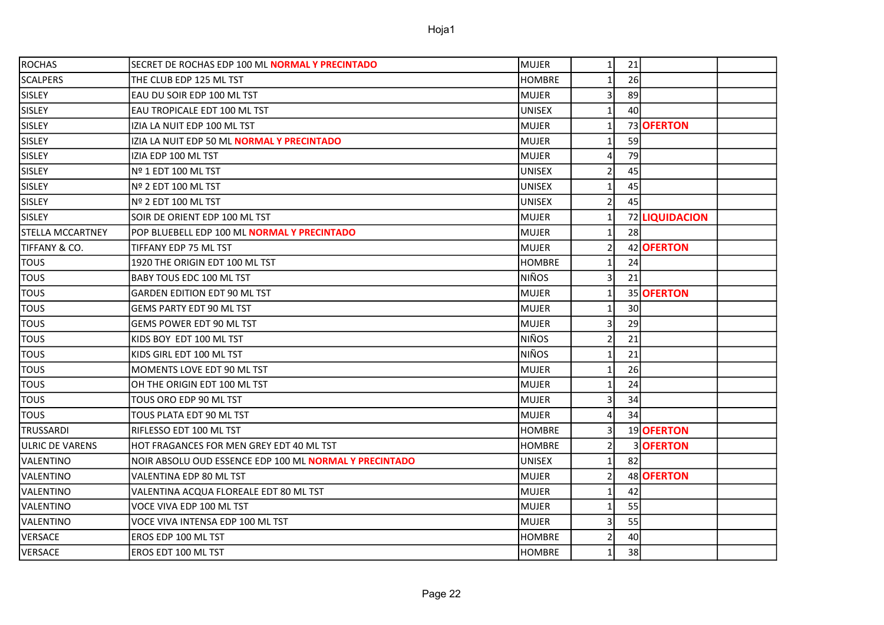| ROCHAS | SECRET DE ROCHAS EDP 100 ML **NORMAL Y PRECINTADO** | MUJER | 1 | 21 | | |
|---|---|---|---|---|---|---|
| SCALPERS | THE CLUB EDP 125 ML TST | HOMBRE | 1 | 26 | | |
| SISLEY | EAU DU SOIR EDP 100 ML TST | MUJER | 3 | 89 | | |
| SISLEY | EAU TROPICALE EDT 100 ML TST | UNISEX | 1 | 40 | | |
| SISLEY | IZIA LA NUIT EDP 100 ML TST | MUJER | 1 | 73 | **OFERTON** | |
| SISLEY | IZIA LA NUIT EDP 50 ML **NORMAL Y PRECINTADO** | MUJER | 1 | 59 | | |
| SISLEY | IZIA EDP 100 ML TST | MUJER | 4 | 79 | | |
| SISLEY | Nº 1 EDT 100 ML TST | UNISEX | 2 | 45 | | |
| SISLEY | Nº 2 EDT 100 ML TST | UNISEX | 1 | 45 | | |
| SISLEY | Nº 2 EDT 100 ML TST | UNISEX | 2 | 45 | | |
| SISLEY | SOIR DE ORIENT EDP 100 ML TST | MUJER | 1 | 72 | **LIQUIDACION** | |
| STELLA MCCARTNEY | POP BLUEBELL EDP 100 ML **NORMAL Y PRECINTADO** | MUJER | 1 | 28 | | |
| TIFFANY & CO. | TIFFANY EDP 75 ML TST | MUJER | 2 | 42 | **OFERTON** | |
| TOUS | 1920 THE ORIGIN EDT 100 ML TST | HOMBRE | 1 | 24 | | |
| TOUS | BABY TOUS EDC 100 ML TST | NIÑOS | 3 | 21 | | |
| TOUS | GARDEN EDITION EDT 90 ML TST | MUJER | 1 | 35 | **OFERTON** | |
| TOUS | GEMS PARTY EDT 90 ML TST | MUJER | 1 | 30 | | |
| TOUS | GEMS POWER EDT 90 ML TST | MUJER | 3 | 29 | | |
| TOUS | KIDS BOY EDT 100 ML TST | NIÑOS | 2 | 21 | | |
| TOUS | KIDS GIRL EDT 100 ML TST | NIÑOS | 1 | 21 | | |
| TOUS | MOMENTS LOVE EDT 90 ML TST | MUJER | 1 | 26 | | |
| TOUS | OH THE ORIGIN EDT 100 ML TST | MUJER | 1 | 24 | | |
| TOUS | TOUS ORO EDP 90 ML TST | MUJER | 3 | 34 | | |
| TOUS | TOUS PLATA EDT 90 ML TST | MUJER | 4 | 34 | | |
| TRUSSARDI | RIFLESSO EDT 100 ML TST | HOMBRE | 3 | 19 | **OFERTON** | |
| ULRIC DE VARENS | HOT FRAGANCES FOR MEN GREY EDT 40 ML TST | HOMBRE | 2 | 3 | **OFERTON** | |
| VALENTINO | NOIR ABSOLU OUD ESSENCE EDP 100 ML **NORMAL Y PRECINTADO** | UNISEX | 1 | 82 | | |
| VALENTINO | VALENTINA EDP 80 ML TST | MUJER | 2 | 48 | **OFERTON** | |
| VALENTINO | VALENTINA ACQUA FLOREALE EDT 80 ML TST | MUJER | 1 | 42 | | |
| VALENTINO | VOCE VIVA EDP 100 ML TST | MUJER | 1 | 55 | | |
| VALENTINO | VOCE VIVA INTENSA EDP 100 ML TST | MUJER | 3 | 55 | | |
| VERSACE | EROS EDP 100 ML TST | HOMBRE | 2 | 40 | | |
| VERSACE | EROS EDT 100 ML TST | HOMBRE | 1 | 38 | | |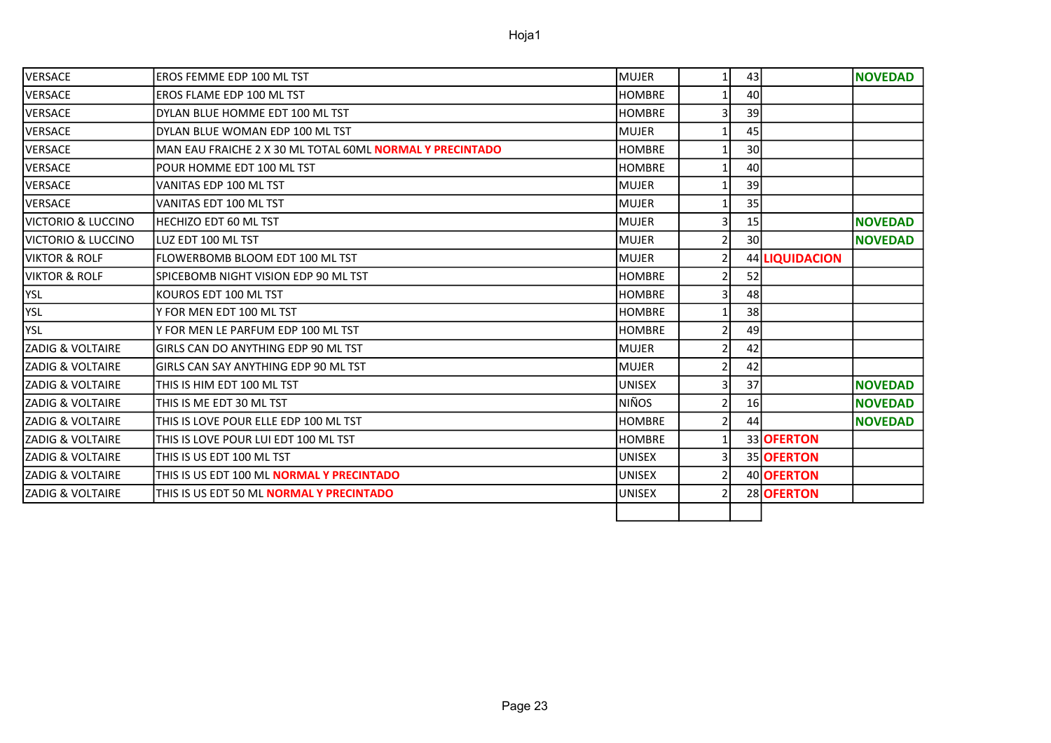| | | | | | | |
|---|---|---|---|---|---|---|
| VERSACE | EROS FEMME EDP 100 ML TST | MUJER | 1 | 43 | | **NOVEDAD** |
| VERSACE | EROS FLAME EDP 100 ML TST | HOMBRE | 1 | 40 | | |
| VERSACE | DYLAN BLUE HOMME EDT 100 ML TST | HOMBRE | 3 | 39 | | |
| VERSACE | DYLAN BLUE WOMAN EDP 100 ML TST | MUJER | 1 | 45 | | |
| VERSACE | MAN EAU FRAICHE 2 X 30 ML TOTAL 60ML **NORMAL Y PRECINTADO** | HOMBRE | 1 | 30 | | |
| VERSACE | POUR HOMME EDT 100 ML TST | HOMBRE | 1 | 40 | | |
| VERSACE | VANITAS EDP 100 ML TST | MUJER | 1 | 39 | | |
| VERSACE | VANITAS EDT 100 ML TST | MUJER | 1 | 35 | | |
| VICTORIO & LUCCINO | HECHIZO EDT 60 ML TST | MUJER | 3 | 15 | | **NOVEDAD** |
| VICTORIO & LUCCINO | LUZ EDT 100 ML TST | MUJER | 2 | 30 | | **NOVEDAD** |
| VIKTOR & ROLF | FLOWERBOMB BLOOM EDT 100 ML TST | MUJER | 2 | 44 | **LIQUIDACION** | |
| VIKTOR & ROLF | SPICEBOMB NIGHT VISION EDP 90 ML TST | HOMBRE | 2 | 52 | | |
| YSL | KOUROS EDT 100 ML TST | HOMBRE | 3 | 48 | | |
| YSL | Y FOR MEN EDT 100 ML TST | HOMBRE | 1 | 38 | | |
| YSL | Y FOR MEN LE PARFUM EDP 100 ML TST | HOMBRE | 2 | 49 | | |
| ZADIG & VOLTAIRE | GIRLS CAN DO ANYTHING EDP 90 ML TST | MUJER | 2 | 42 | | |
| ZADIG & VOLTAIRE | GIRLS CAN SAY ANYTHING EDP 90 ML TST | MUJER | 2 | 42 | | |
| ZADIG & VOLTAIRE | THIS IS HIM EDT 100 ML TST | UNISEX | 3 | 37 | | **NOVEDAD** |
| ZADIG & VOLTAIRE | THIS IS ME EDT 30 ML TST | NIÑOS | 2 | 16 | | **NOVEDAD** |
| ZADIG & VOLTAIRE | THIS IS LOVE POUR ELLE EDP 100 ML TST | HOMBRE | 2 | 44 | | **NOVEDAD** |
| ZADIG & VOLTAIRE | THIS IS LOVE POUR LUI EDT 100 ML TST | HOMBRE | 1 | 33 | **OFERTON** | |
| ZADIG & VOLTAIRE | THIS IS US EDT 100 ML TST | UNISEX | 3 | 35 | **OFERTON** | |
| ZADIG & VOLTAIRE | THIS IS US EDT 100 ML **NORMAL Y PRECINTADO** | UNISEX | 2 | 40 | **OFERTON** | |
| ZADIG & VOLTAIRE | THIS IS US EDT 50 ML **NORMAL Y PRECINTADO** | UNISEX | 2 | 28 | **OFERTON** | |